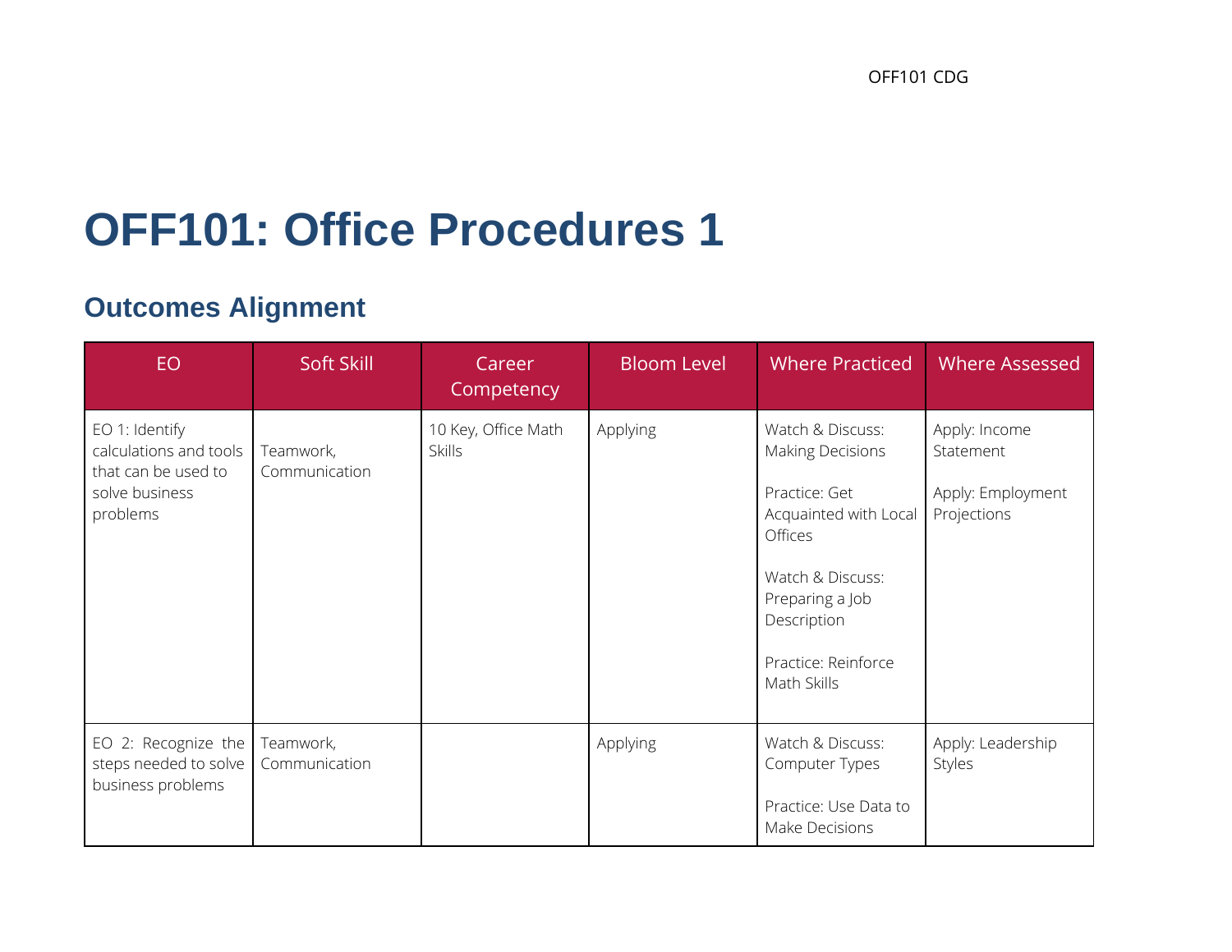# OFF101: Office Procedures 1

## Outcomes Alignment

| EO | Soft Skill | Career Competency | Bloom Level | Where Practiced | Where Assessed |
|---|---|---|---|---|---|
| EO 1: Identify calculations and tools that can be used to solve business problems | Teamwork, Communication | 10 Key, Office Math Skills | Applying | Watch & Discuss: Making Decisions<br><br>Practice: Get Acquainted with Local Offices<br><br>Watch & Discuss: Preparing a Job Description<br><br>Practice: Reinforce Math Skills | Apply: Income Statement<br><br>Apply: Employment Projections |
| EO 2: Recognize the steps needed to solve business problems | Teamwork, Communication | | Applying | Watch & Discuss: Computer Types<br><br>Practice: Use Data to Make Decisions | Apply: Leadership Styles |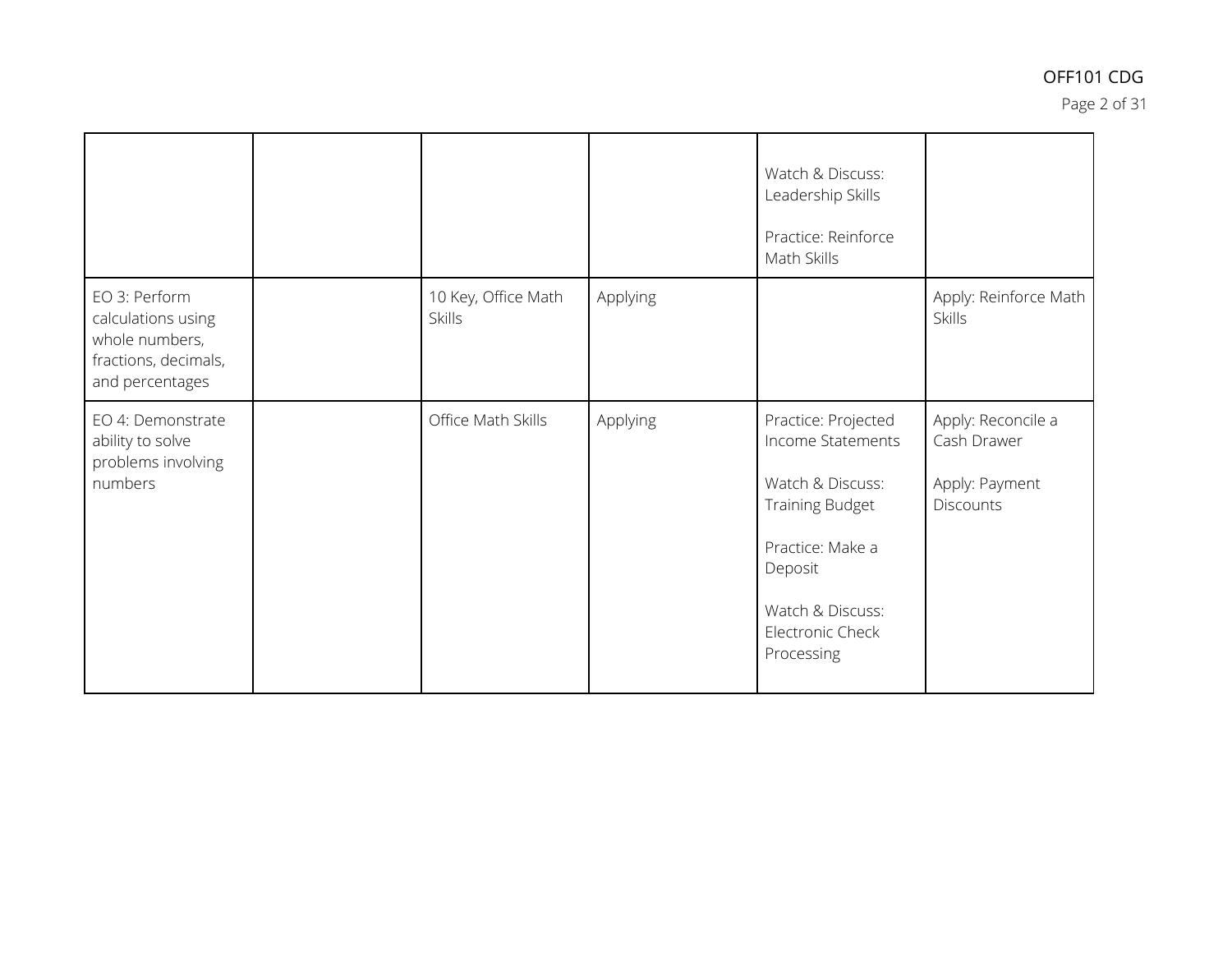| | | | | | |
|---|---|---|---|---|---|
| | | | | Watch & Discuss: Leadership Skills<br><br>Practice: Reinforce Math Skills | |
| EO 3: Perform calculations using whole numbers, fractions, decimals, and percentages | | 10 Key, Office Math Skills | Applying | | Apply: Reinforce Math Skills |
| EO 4: Demonstrate ability to solve problems involving numbers | | Office Math Skills | Applying | Practice: Projected Income Statements<br><br>Watch & Discuss: Training Budget<br><br>Practice: Make a Deposit<br><br>Watch & Discuss: Electronic Check Processing | Apply: Reconcile a Cash Drawer<br><br>Apply: Payment Discounts |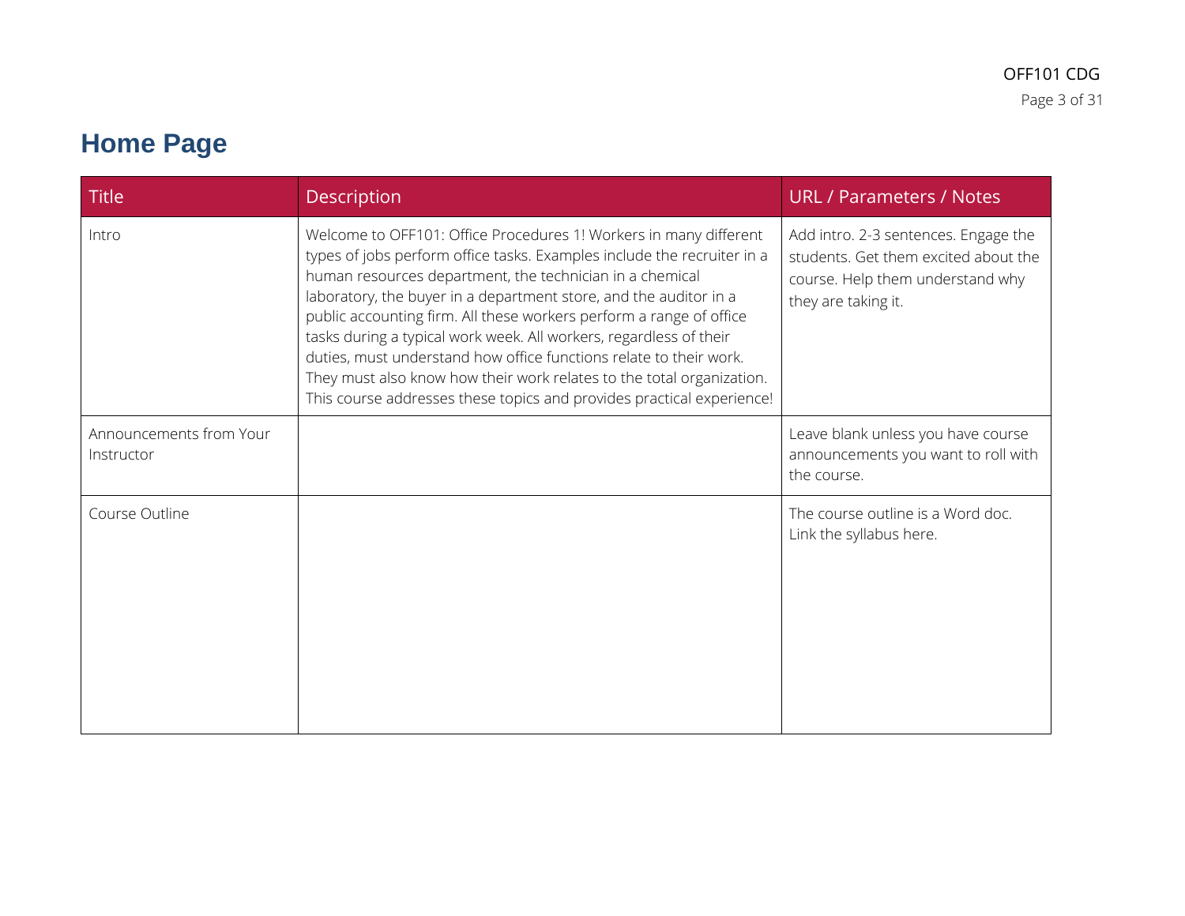# Home Page

| Title | Description | URL / Parameters / Notes |
| --- | --- | --- |
| Intro | Welcome to OFF101: Office Procedures 1! Workers in many different types of jobs perform office tasks. Examples include the recruiter in a human resources department, the technician in a chemical laboratory, the buyer in a department store, and the auditor in a public accounting firm. All these workers perform a range of office tasks during a typical work week. All workers, regardless of their duties, must understand how office functions relate to their work. They must also know how their work relates to the total organization. This course addresses these topics and provides practical experience! | Add intro. 2-3 sentences. Engage the students. Get them excited about the course. Help them understand why they are taking it. |
| Announcements from Your Instructor | | Leave blank unless you have course announcements you want to roll with the course. |
| Course Outline | | The course outline is a Word doc. Link the syllabus here. |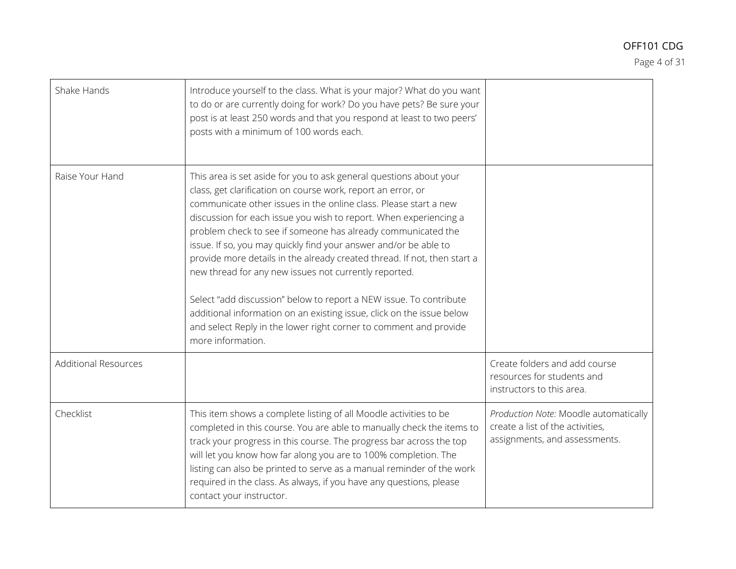| | | |
|---|---|---|
| Shake Hands | Introduce yourself to the class. What is your major? What do you want to do or are currently doing for work? Do you have pets? Be sure your post is at least 250 words and that you respond at least to two peers' posts with a minimum of 100 words each. | |
| Raise Your Hand | This area is set aside for you to ask general questions about your class, get clarification on course work, report an error, or communicate other issues in the online class. Please start a new discussion for each issue you wish to report. When experiencing a problem check to see if someone has already communicated the issue. If so, you may quickly find your answer and/or be able to provide more details in the already created thread. If not, then start a new thread for any new issues not currently reported.<br><br>Select "add discussion" below to report a NEW issue. To contribute additional information on an existing issue, click on the issue below and select Reply in the lower right corner to comment and provide more information. | |
| Additional Resources | | Create folders and add course resources for students and instructors to this area. |
| Checklist | This item shows a complete listing of all Moodle activities to be completed in this course. You are able to manually check the items to track your progress in this course. The progress bar across the top will let you know how far along you are to 100% completion. The listing can also be printed to serve as a manual reminder of the work required in the class. As always, if you have any questions, please contact your instructor. | *Production Note:* Moodle automatically create a list of the activities, assignments, and assessments. |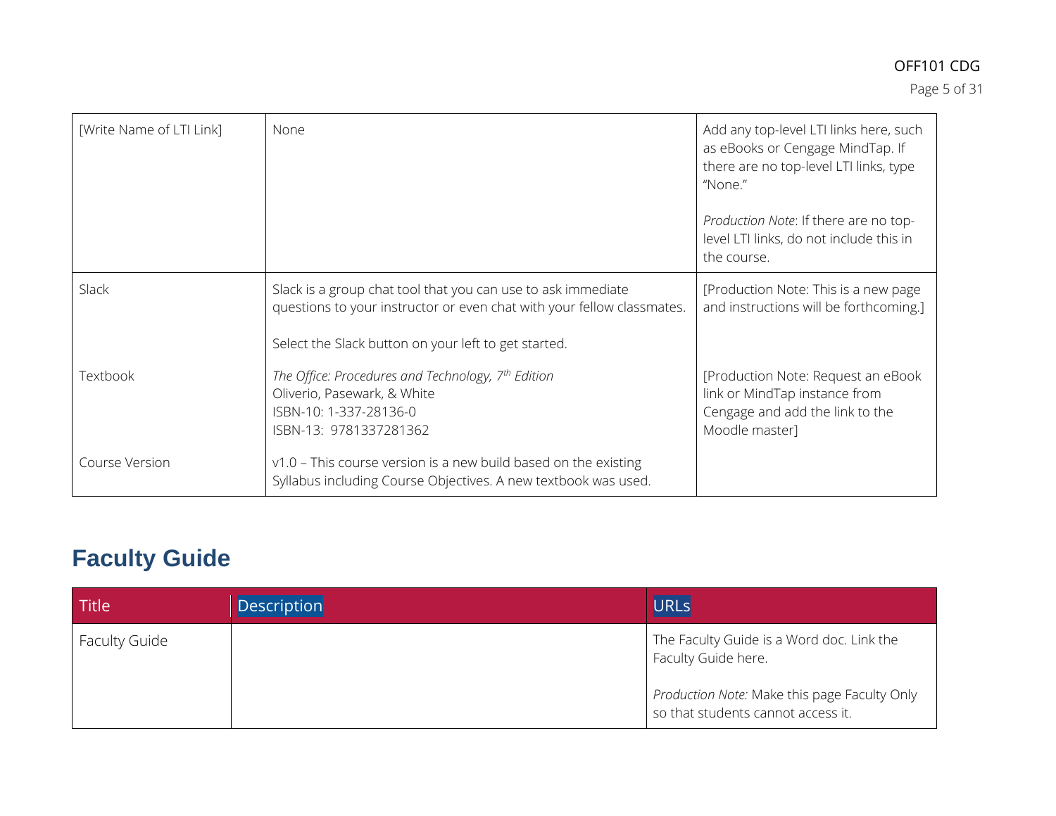| | | |
|---|---|---|
| [Write Name of LTI Link] | None | Add any top-level LTI links here, such as eBooks or Cengage MindTap. If there are no top-level LTI links, type "None."<br><br>*Production Note*: If there are no top-level LTI links, do not include this in the course. |
| Slack | Slack is a group chat tool that you can use to ask immediate questions to your instructor or even chat with your fellow classmates.<br><br>Select the Slack button on your left to get started. | [Production Note: This is a new page and instructions will be forthcoming.] |
| Textbook | *The Office: Procedures and Technology, 7th Edition*<br>Oliverio, Pasewark, & White<br>ISBN-10: 1-337-28136-0<br>ISBN-13: 9781337281362 | [Production Note: Request an eBook link or MindTap instance from Cengage and add the link to the Moodle master] |
| Course Version | v1.0 – This course version is a new build based on the existing Syllabus including Course Objectives. A new textbook was used. | |

## Faculty Guide

| Title | Description | URLs |
|---|---|---|
| Faculty Guide | | The Faculty Guide is a Word doc. Link the Faculty Guide here.<br><br>*Production Note:* Make this page Faculty Only so that students cannot access it. |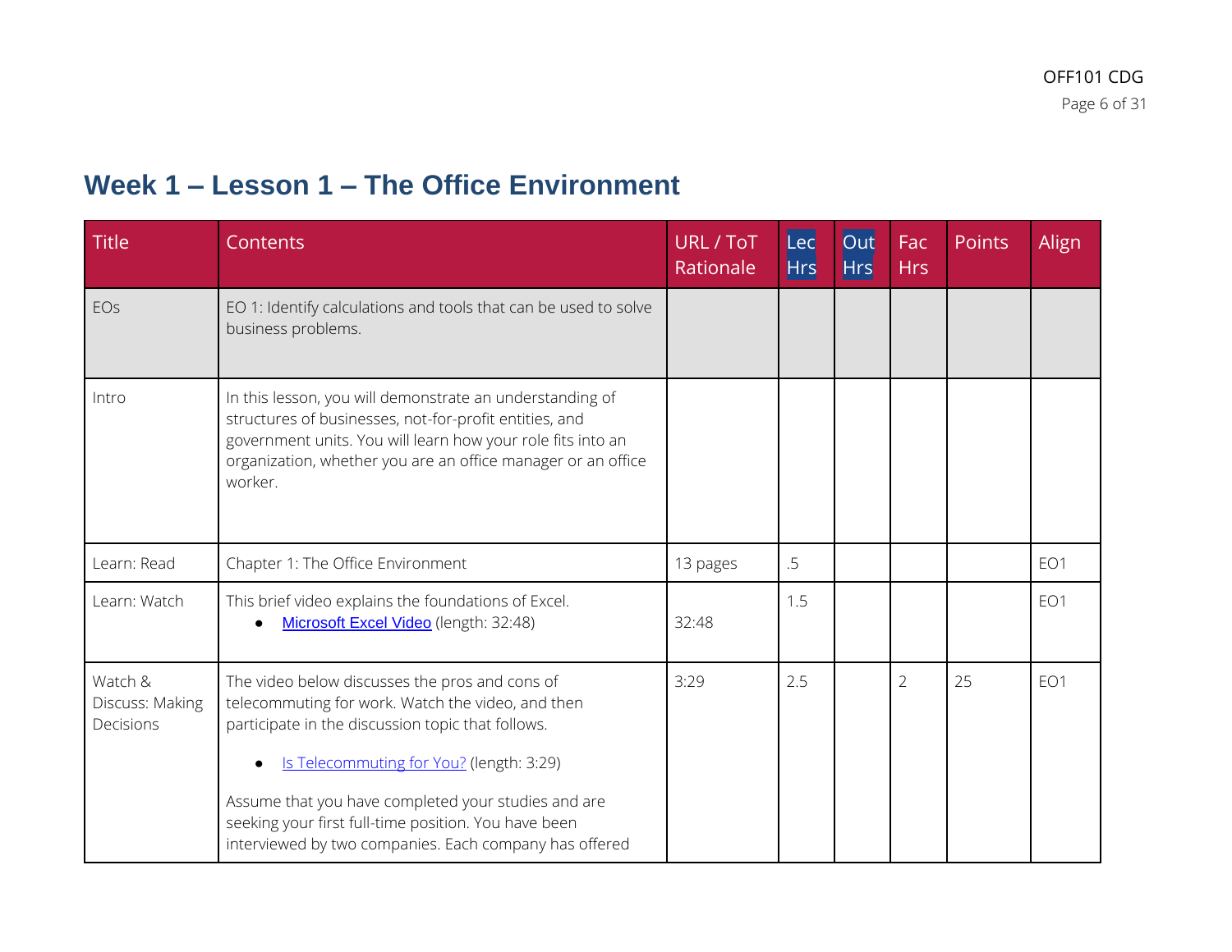## Week 1 – Lesson 1 – The Office Environment

| Title | Contents | URL / ToT Rationale | Lec Hrs | Out Hrs | Fac Hrs | Points | Align |
|---|---|---|---|---|---|---|---|
| EOs | EO 1: Identify calculations and tools that can be used to solve business problems. | | | | | | |
| Intro | In this lesson, you will demonstrate an understanding of structures of businesses, not-for-profit entities, and government units. You will learn how your role fits into an organization, whether you are an office manager or an office worker. | | | | | | |
| Learn: Read | Chapter 1: The Office Environment | 13 pages | .5 | | | | EO1 |
| Learn: Watch | This brief video explains the foundations of Excel. <br>• Microsoft Excel Video (length: 32:48) | 32:48 | 1.5 | | | | EO1 |
| Watch & Discuss: Making Decisions | The video below discusses the pros and cons of telecommuting for work. Watch the video, and then participate in the discussion topic that follows. <br>• Is Telecommuting for You? (length: 3:29) <br>Assume that you have completed your studies and are seeking your first full-time position. You have been interviewed by two companies. Each company has offered | 3:29 | 2.5 | | 2 | 25 | EO1 |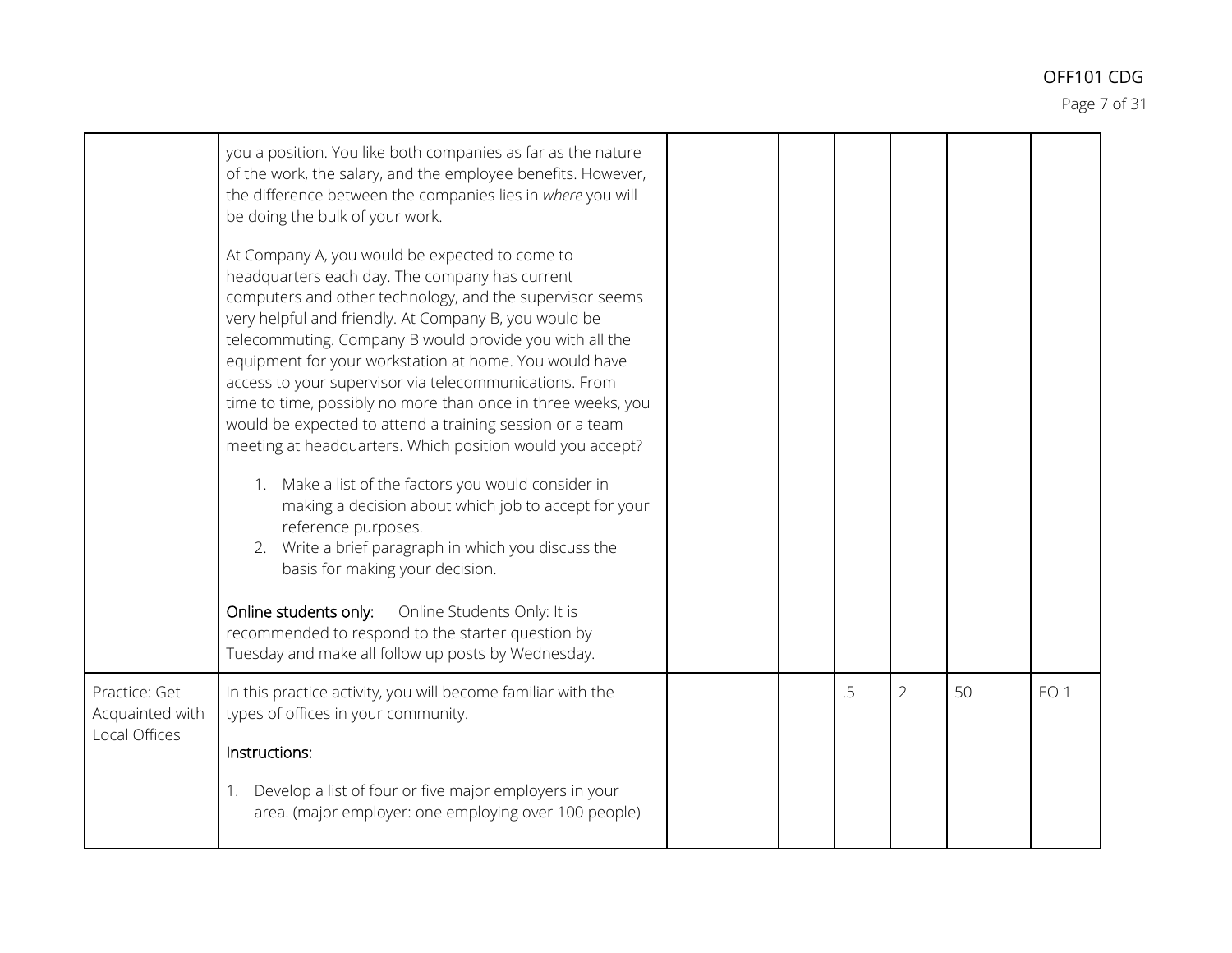| | | | | | | | |
|---|---|---|---|---|---|---|---|
| | you a position. You like both companies as far as the nature of the work, the salary, and the employee benefits. However, the difference between the companies lies in *where* you will be doing the bulk of your work.<br><br>At Company A, you would be expected to come to headquarters each day. The company has current computers and other technology, and the supervisor seems very helpful and friendly. At Company B, you would be telecommuting. Company B would provide you with all the equipment for your workstation at home. You would have access to your supervisor via telecommunications. From time to time, possibly no more than once in three weeks, you would be expected to attend a training session or a team meeting at headquarters. Which position would you accept?<br><br>1. Make a list of the factors you would consider in making a decision about which job to accept for your reference purposes.<br>2. Write a brief paragraph in which you discuss the basis for making your decision.<br><br>**Online students only:** Online Students Only: It is recommended to respond to the starter question by Tuesday and make all follow up posts by Wednesday. | | | | | | |
| Practice: Get Acquainted with Local Offices | In this practice activity, you will become familiar with the types of offices in your community.<br><br>**Instructions:**<br><br>1. Develop a list of four or five major employers in your area. (major employer: one employing over 100 people) | | | .5 | 2 | 50 | EO 1 |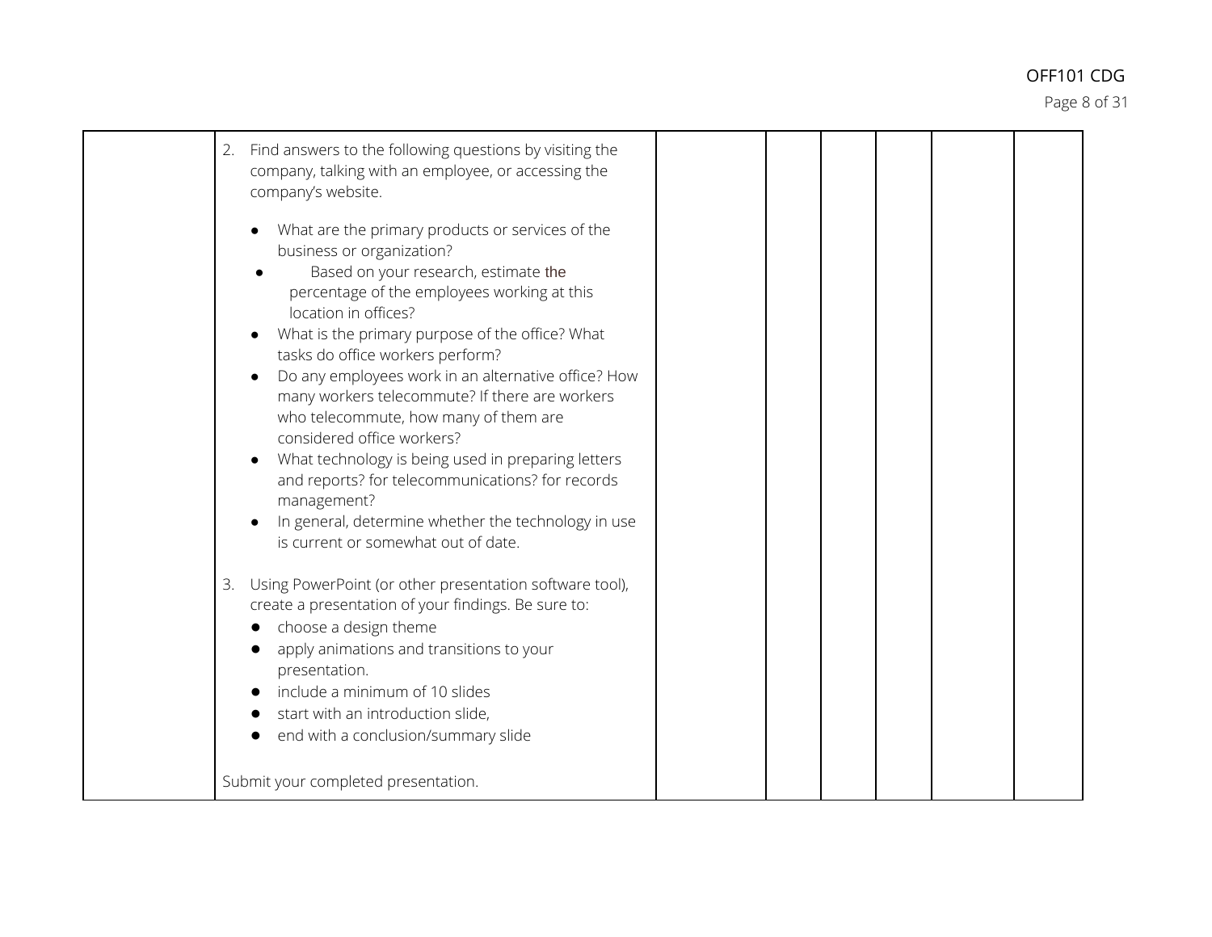| | | | | | | | |
|---|---|---|---|---|---|---|---|
| | 2. Find answers to the following questions by visiting the company, talking with an employee, or accessing the company's website.<br><br>• What are the primary products or services of the business or organization?<br>• Based on your research, estimate the percentage of the employees working at this location in offices?<br>• What is the primary purpose of the office? What tasks do office workers perform?<br>• Do any employees work in an alternative office? How many workers telecommute? If there are workers who telecommute, how many of them are considered office workers?<br>• What technology is being used in preparing letters and reports? for telecommunications? for records management?<br>• In general, determine whether the technology in use is current or somewhat out of date.<br><br>3. Using PowerPoint (or other presentation software tool), create a presentation of your findings. Be sure to:<br>• choose a design theme<br>• apply animations and transitions to your presentation.<br>• include a minimum of 10 slides<br>• start with an introduction slide,<br>• end with a conclusion/summary slide<br><br>Submit your completed presentation. | | | | | | |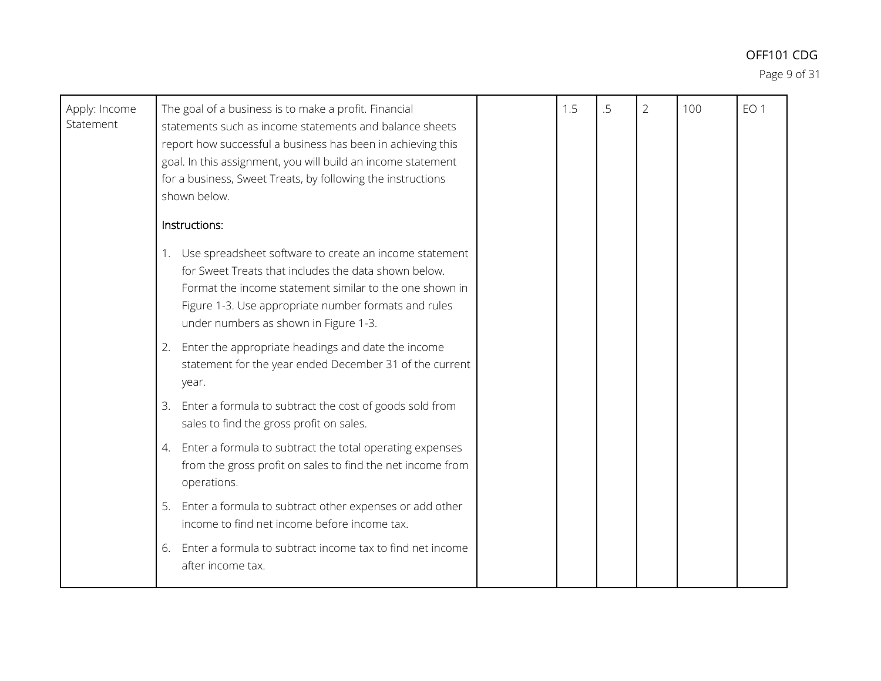| | | | | | | | |
|---|---|---|---|---|---|---|---|
| Apply: Income Statement | The goal of a business is to make a profit. Financial statements such as income statements and balance sheets report how successful a business has been in achieving this goal. In this assignment, you will build an income statement for a business, Sweet Treats, by following the instructions shown below.<br><br>Instructions:<br><br>1. Use spreadsheet software to create an income statement for Sweet Treats that includes the data shown below. Format the income statement similar to the one shown in Figure 1-3. Use appropriate number formats and rules under numbers as shown in Figure 1-3.<br>2. Enter the appropriate headings and date the income statement for the year ended December 31 of the current year.<br>3. Enter a formula to subtract the cost of goods sold from sales to find the gross profit on sales.<br>4. Enter a formula to subtract the total operating expenses from the gross profit on sales to find the net income from operations.<br>5. Enter a formula to subtract other expenses or add other income to find net income before income tax.<br>6. Enter a formula to subtract income tax to find net income after income tax. | | 1.5 | .5 | 2 | 100 | EO 1 |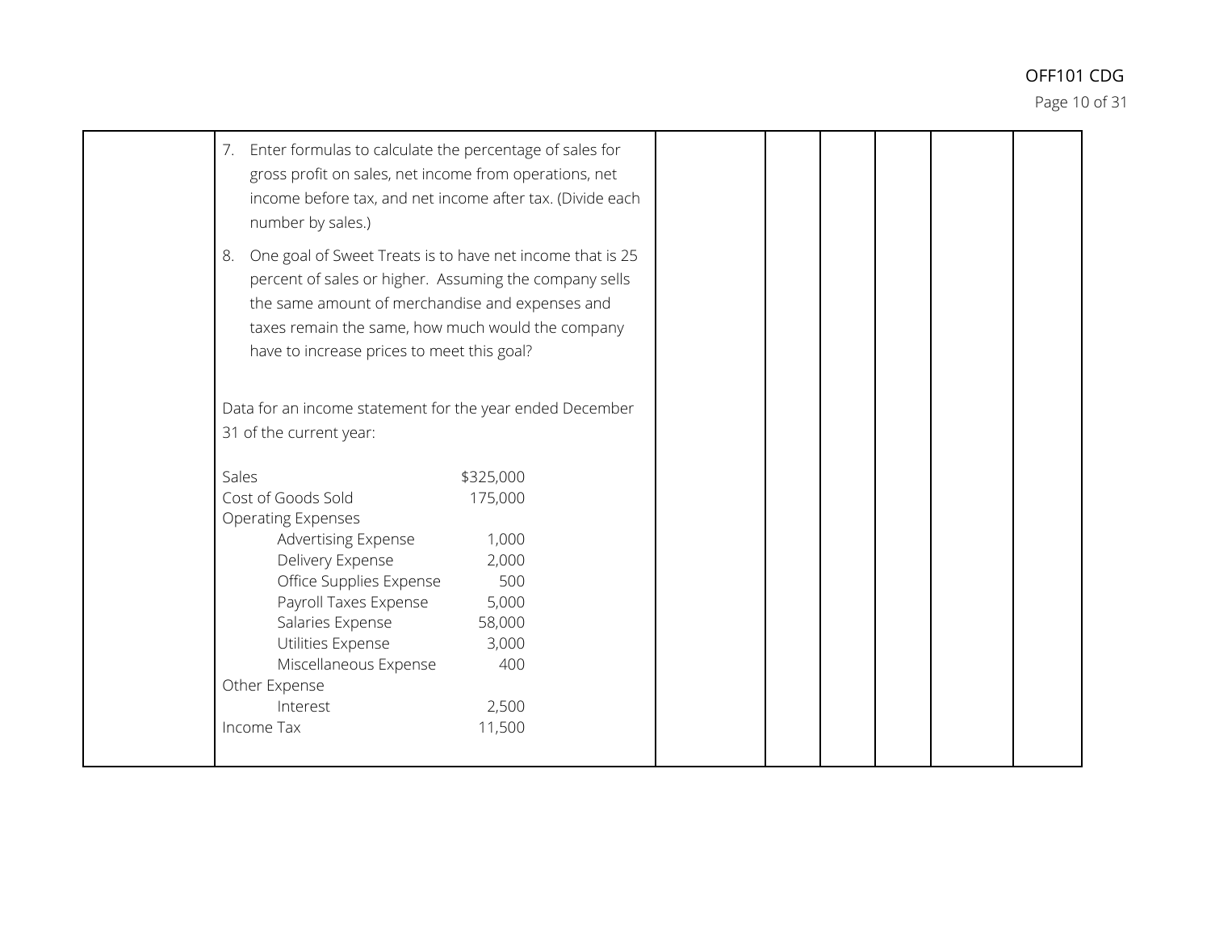7. Enter formulas to calculate the percentage of sales for gross profit on sales, net income from operations, net income before tax, and net income after tax. (Divide each number by sales.)
8. One goal of Sweet Treats is to have net income that is 25 percent of sales or higher. Assuming the company sells the same amount of merchandise and expenses and taxes remain the same, how much would the company have to increase prices to meet this goal?

Data for an income statement for the year ended December 31 of the current year:

| | |
|---|---|
| Sales | \$325,000 |
| Cost of Goods Sold | 175,000 |
| Operating Expenses | |
| Advertising Expense | 1,000 |
| Delivery Expense | 2,000 |
| Office Supplies Expense | 500 |
| Payroll Taxes Expense | 5,000 |
| Salaries Expense | 58,000 |
| Utilities Expense | 3,000 |
| Miscellaneous Expense | 400 |
| Other Expense | |
| Interest | 2,500 |
| Income Tax | 11,500 |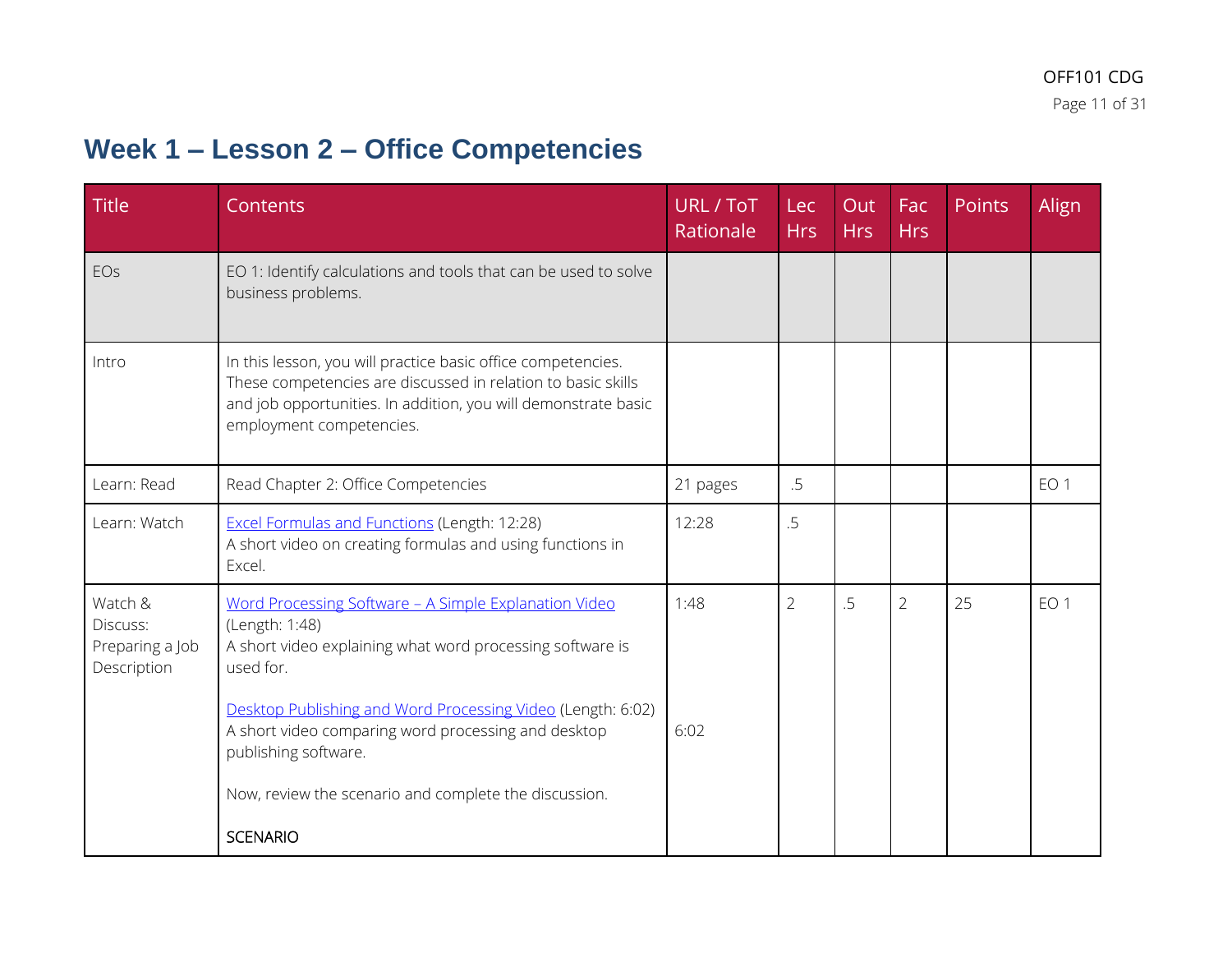# Week 1 – Lesson 2 – Office Competencies

| Title | Contents | URL / ToT Rationale | Lec Hrs | Out Hrs | Fac Hrs | Points | Align |
|---|---|---|---|---|---|---|---|
| EOs | EO 1: Identify calculations and tools that can be used to solve business problems. | | | | | | |
| Intro | In this lesson, you will practice basic office competencies. These competencies are discussed in relation to basic skills and job opportunities. In addition, you will demonstrate basic employment competencies. | | | | | | |
| Learn: Read | Read Chapter 2: Office Competencies | 21 pages | .5 | | | | EO 1 |
| Learn: Watch | Excel Formulas and Functions (Length: 12:28)<br>A short video on creating formulas and using functions in Excel. | 12:28 | .5 | | | | |
| Watch & Discuss: Preparing a Job Description | Word Processing Software – A Simple Explanation Video (Length: 1:48)<br>A short video explaining what word processing software is used for.<br><br>Desktop Publishing and Word Processing Video (Length: 6:02)<br>A short video comparing word processing and desktop publishing software.<br><br>Now, review the scenario and complete the discussion.<br><br>SCENARIO | 1:48<br><br>6:02 | 2 | .5 | 2 | 25 | EO 1 |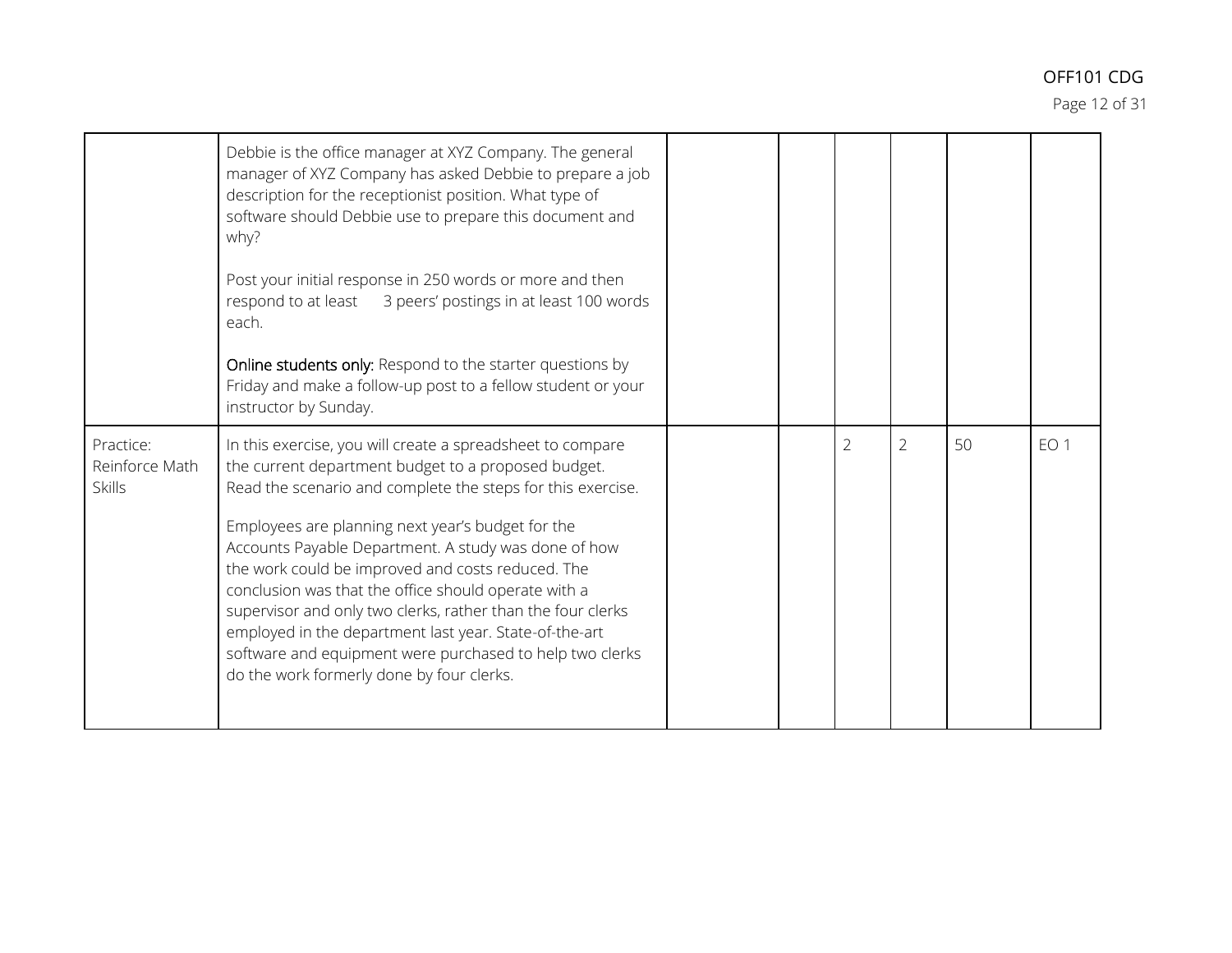| | | | | | | | |
|---|---|---|---|---|---|---|---|
| | Debbie is the office manager at XYZ Company. The general manager of XYZ Company has asked Debbie to prepare a job description for the receptionist position. What type of software should Debbie use to prepare this document and why?<br><br>Post your initial response in 250 words or more and then respond to at least 3 peers' postings in at least 100 words each.<br><br>**Online students only:** Respond to the starter questions by Friday and make a follow-up post to a fellow student or your instructor by Sunday. | | | | | | |
| Practice: Reinforce Math Skills | In this exercise, you will create a spreadsheet to compare the current department budget to a proposed budget. Read the scenario and complete the steps for this exercise.<br><br>Employees are planning next year's budget for the Accounts Payable Department. A study was done of how the work could be improved and costs reduced. The conclusion was that the office should operate with a supervisor and only two clerks, rather than the four clerks employed in the department last year. State-of-the-art software and equipment were purchased to help two clerks do the work formerly done by four clerks. | | | 2 | 2 | 50 | EO 1 |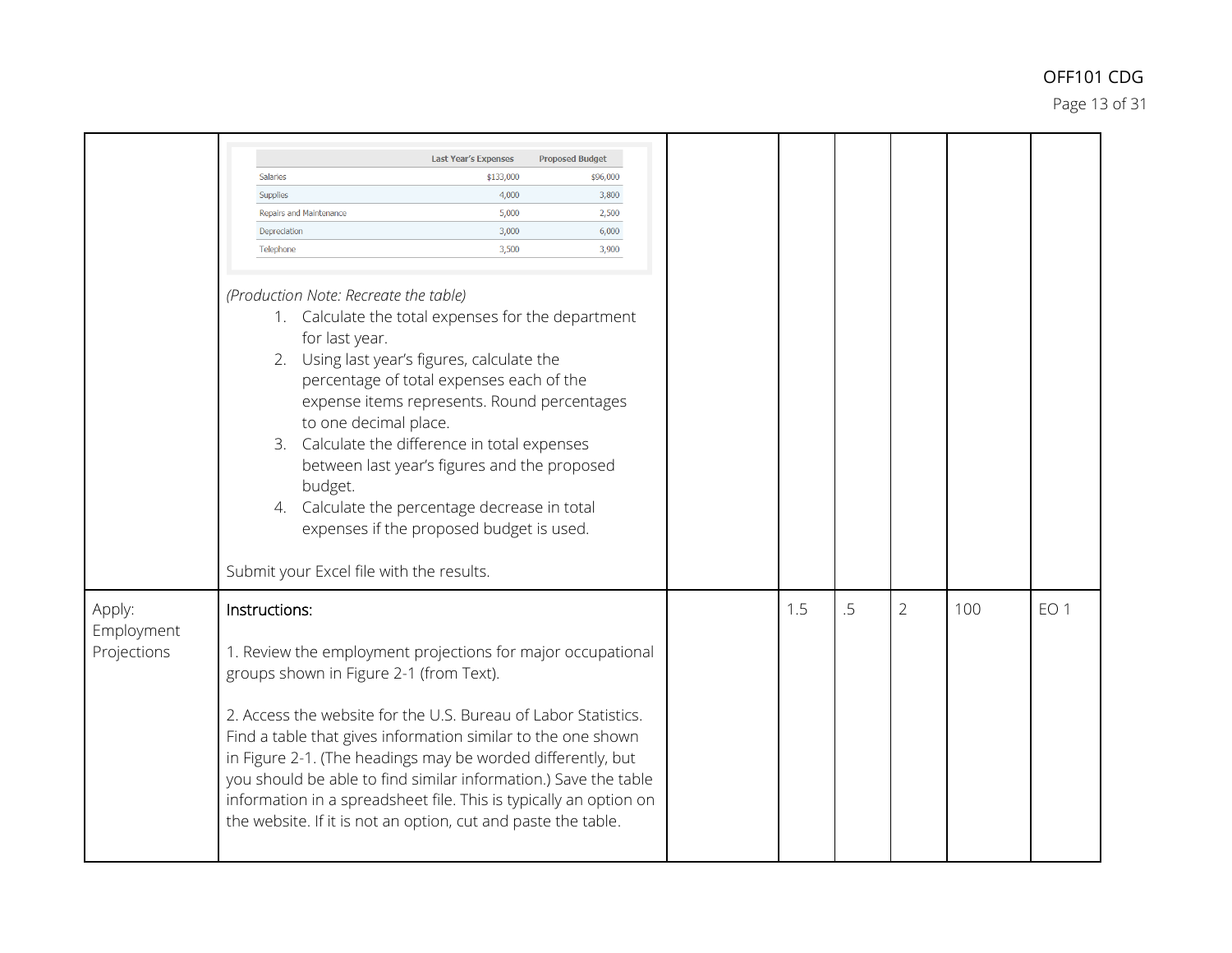| | | | | | | | |
|---|---|---|---|---|---|---|---|
| | | | | | | | |

| | Last Year's Expenses | Proposed Budget |
|---|---|---|
| Salaries | $133,000 | $96,000 |
| Supplies | 4,000 | 3,800 |
| Repairs and Maintenance | 5,000 | 2,500 |
| Depreciation | 3,000 | 6,000 |
| Telephone | 3,500 | 3,900 |

*(Production Note: Recreate the table)*

1. Calculate the total expenses for the department for last year.
2. Using last year's figures, calculate the percentage of total expenses each of the expense items represents. Round percentages to one decimal place.
3. Calculate the difference in total expenses between last year's figures and the proposed budget.
4. Calculate the percentage decrease in total expenses if the proposed budget is used.

Submit your Excel file with the results.

| | | | | | | | |
|---|---|---|---|---|---|---|---|
| Apply: Employment Projections | **Instructions:**<br><br>1. Review the employment projections for major occupational groups shown in Figure 2-1 (from Text).<br><br>2. Access the website for the U.S. Bureau of Labor Statistics. Find a table that gives information similar to the one shown in Figure 2-1. (The headings may be worded differently, but you should be able to find similar information.) Save the table information in a spreadsheet file. This is typically an option on the website. If it is not an option, cut and paste the table. | | 1.5 | .5 | 2 | 100 | EO 1 |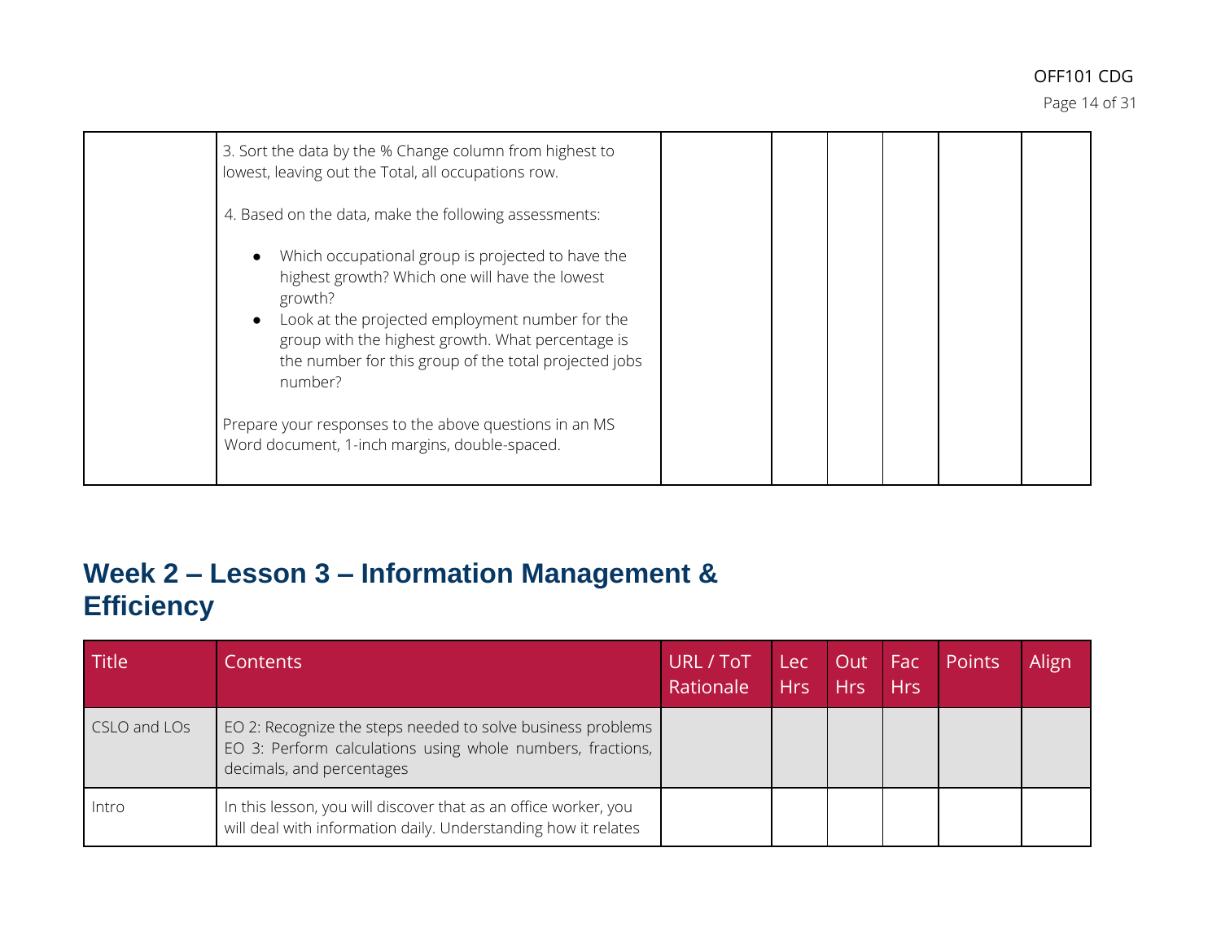| | | | | | | | |
|---|---|---|---|---|---|---|---|
| | 3. Sort the data by the % Change column from highest to lowest, leaving out the Total, all occupations row.<br><br>4. Based on the data, make the following assessments:<br><br>• Which occupational group is projected to have the highest growth? Which one will have the lowest growth?<br>• Look at the projected employment number for the group with the highest growth. What percentage is the number for this group of the total projected jobs number?<br><br>Prepare your responses to the above questions in an MS Word document, 1-inch margins, double-spaced. | | | | | | |

## Week 2 – Lesson 3 – Information Management & Efficiency

| Title | Contents | URL / ToT Rationale | Lec Hrs | Out Hrs | Fac Hrs | Points | Align |
|---|---|---|---|---|---|---|---|
| CSLO and LOs | EO 2: Recognize the steps needed to solve business problems<br>EO 3: Perform calculations using whole numbers, fractions, decimals, and percentages | | | | | | |
| Intro | In this lesson, you will discover that as an office worker, you will deal with information daily. Understanding how it relates | | | | | | |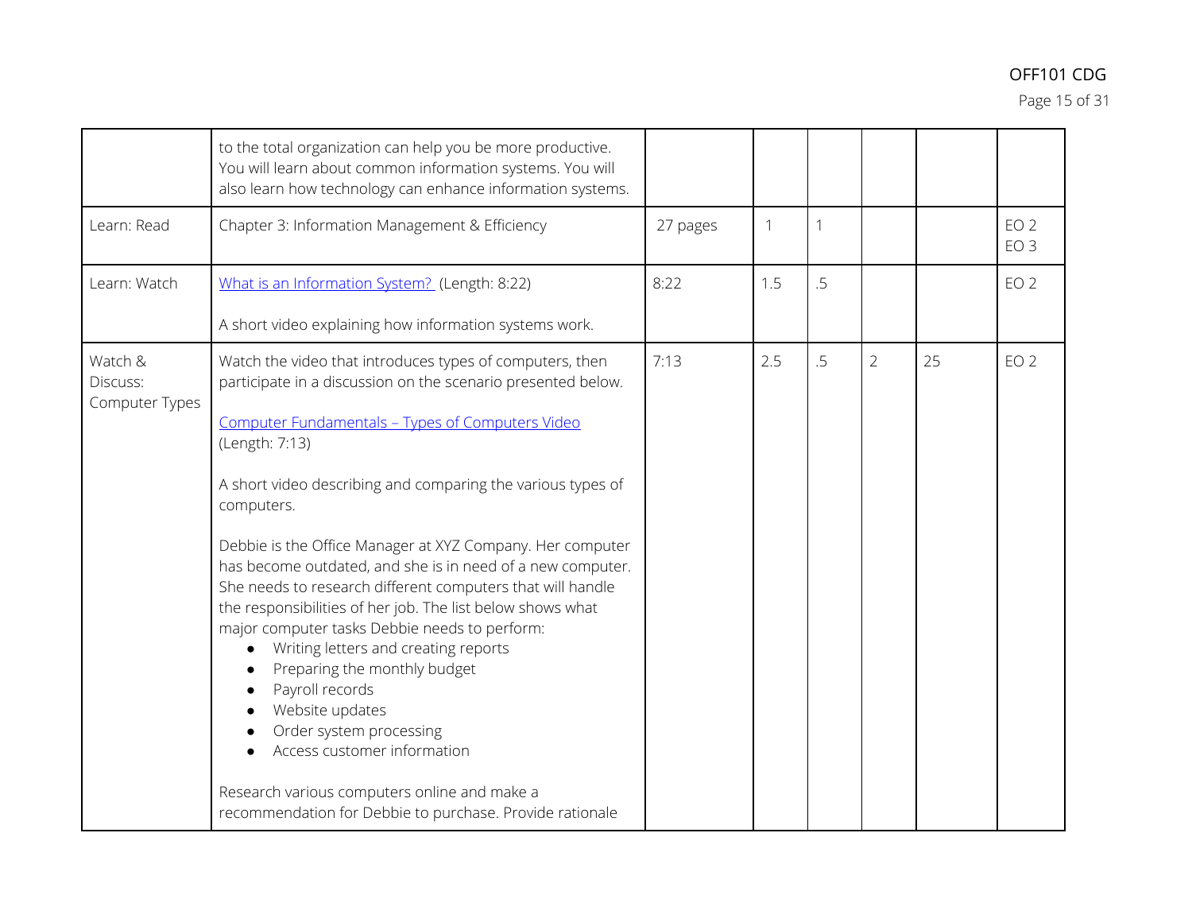| | | | | | | | |
|---|---|---|---|---|---|---|---|
| | to the total organization can help you be more productive. You will learn about common information systems. You will also learn how technology can enhance information systems. | | | | | | |
| Learn: Read | Chapter 3: Information Management & Efficiency | 27 pages | 1 | 1 | | | EO 2<br>EO 3 |
| Learn: Watch | What is an Information System? (Length: 8:22)<br><br>A short video explaining how information systems work. | 8:22 | 1.5 | .5 | | | EO 2 |
| Watch & Discuss: Computer Types | Watch the video that introduces types of computers, then participate in a discussion on the scenario presented below.<br><br>Computer Fundamentals – Types of Computers Video (Length: 7:13)<br><br>A short video describing and comparing the various types of computers.<br><br>Debbie is the Office Manager at XYZ Company. Her computer has become outdated, and she is in need of a new computer. She needs to research different computers that will handle the responsibilities of her job. The list below shows what major computer tasks Debbie needs to perform:<br>• Writing letters and creating reports<br>• Preparing the monthly budget<br>• Payroll records<br>• Website updates<br>• Order system processing<br>• Access customer information<br><br>Research various computers online and make a recommendation for Debbie to purchase. Provide rationale | 7:13 | 2.5 | .5 | 2 | 25 | EO 2 |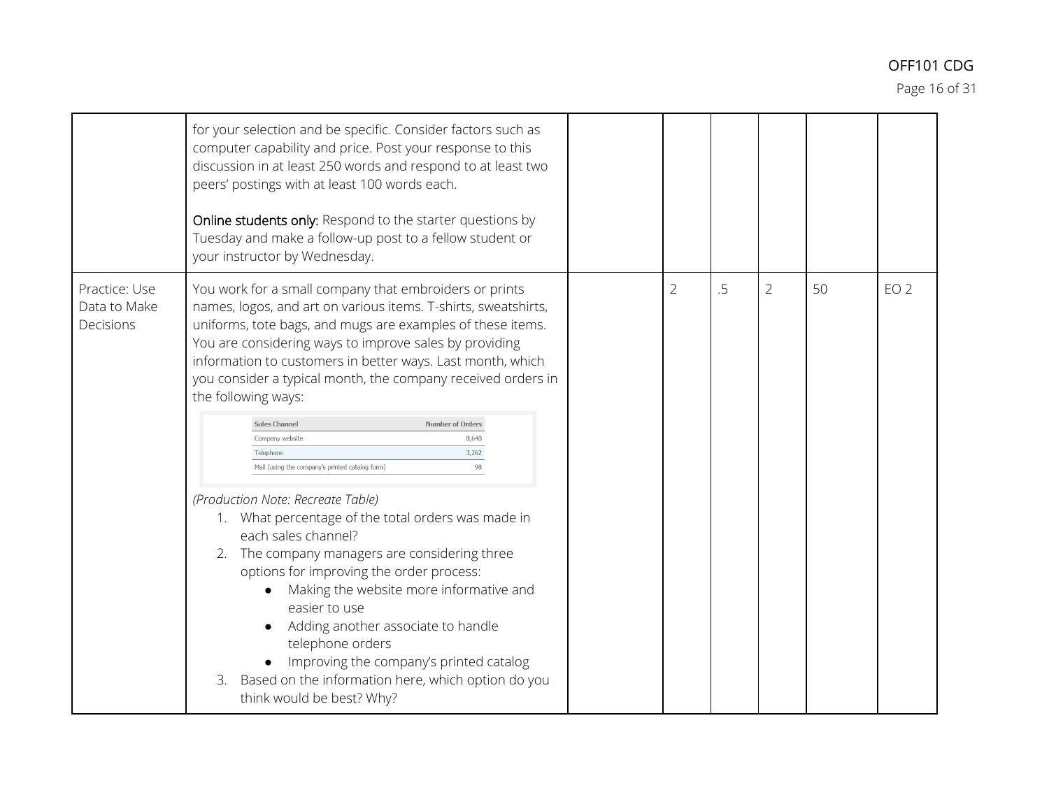| | | | | | | | |
|---|---|---|---|---|---|---|---|
| | for your selection and be specific. Consider factors such as computer capability and price. Post your response to this discussion in at least 250 words and respond to at least two peers' postings with at least 100 words each.<br><br>**Online students only:** Respond to the starter questions by Tuesday and make a follow-up post to a fellow student or your instructor by Wednesday. | | | | | | |
| Practice: Use Data to Make Decisions | You work for a small company that embroiders or prints names, logos, and art on various items. T-shirts, sweatshirts, uniforms, tote bags, and mugs are examples of these items. You are considering ways to improve sales by providing information to customers in better ways. Last month, which you consider a typical month, the company received orders in the following ways:<br><br>**Sales Channel** — **Number of Orders**<br>Company website — 8,640<br>Telephone — 3,262<br>Mail (using the company's printed catalog form) — 98<br><br>*(Production Note: Recreate Table)*<br>1. What percentage of the total orders was made in each sales channel?<br>2. The company managers are considering three options for improving the order process:<br>• Making the website more informative and easier to use<br>• Adding another associate to handle telephone orders<br>• Improving the company's printed catalog<br>3. Based on the information here, which option do you think would be best? Why? | | 2 | .5 | 2 | 50 | EO 2 |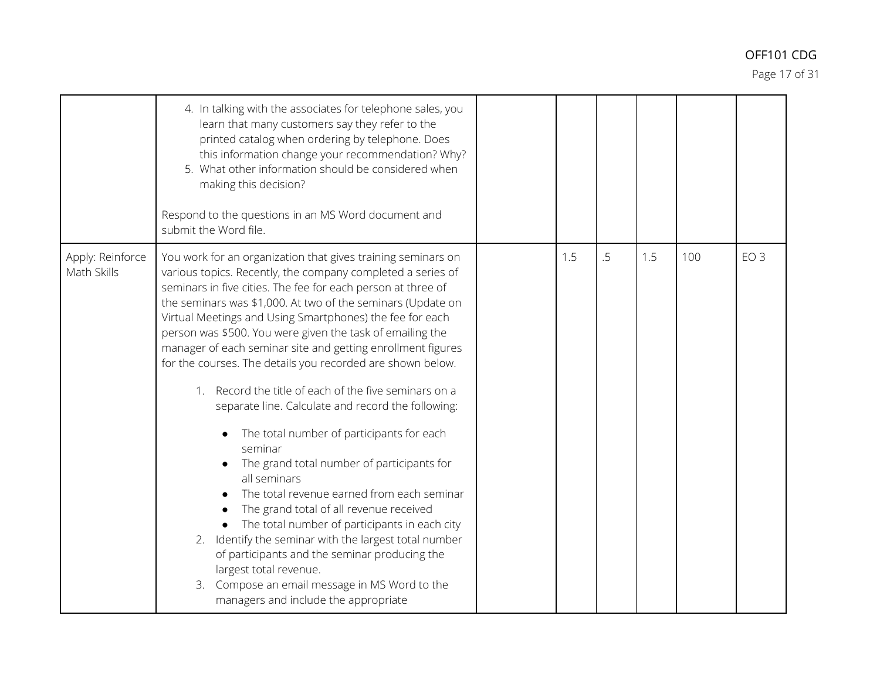| | | | | | | | |
|---|---|---|---|---|---|---|---|
| | 4. In talking with the associates for telephone sales, you learn that many customers say they refer to the printed catalog when ordering by telephone. Does this information change your recommendation? Why?<br>5. What other information should be considered when making this decision?<br><br>Respond to the questions in an MS Word document and submit the Word file. | | | | | | |
| Apply: Reinforce Math Skills | You work for an organization that gives training seminars on various topics. Recently, the company completed a series of seminars in five cities. The fee for each person at three of the seminars was $1,000. At two of the seminars (Update on Virtual Meetings and Using Smartphones) the fee for each person was $500. You were given the task of emailing the manager of each seminar site and getting enrollment figures for the courses. The details you recorded are shown below.<br><br>1. Record the title of each of the five seminars on a separate line. Calculate and record the following:<br>• The total number of participants for each seminar<br>• The grand total number of participants for all seminars<br>• The total revenue earned from each seminar<br>• The grand total of all revenue received<br>• The total number of participants in each city<br>2. Identify the seminar with the largest total number of participants and the seminar producing the largest total revenue.<br>3. Compose an email message in MS Word to the managers and include the appropriate | | 1.5 | .5 | 1.5 | 100 | EO 3 |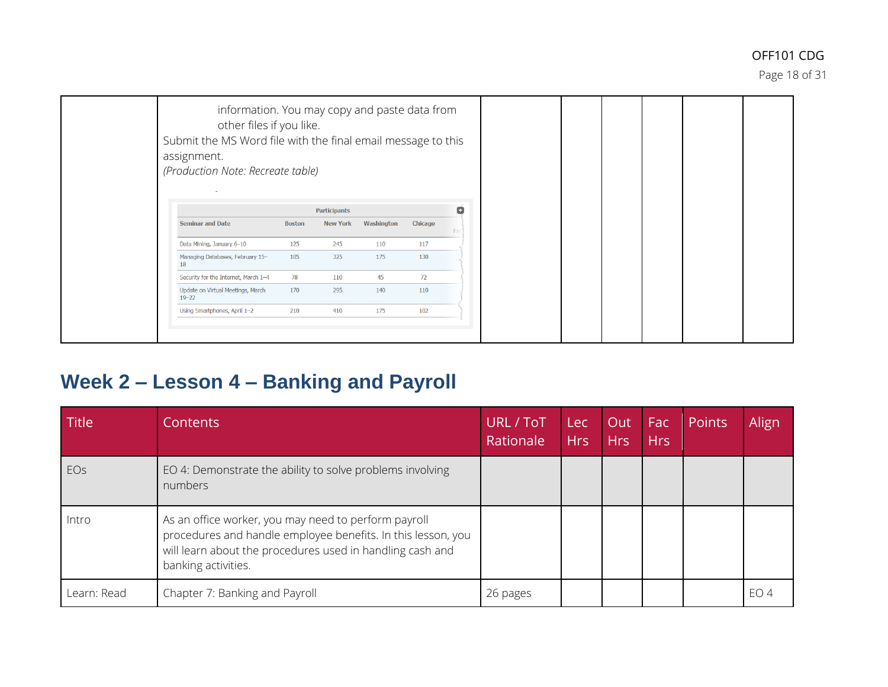| | | | | | | | |
|---|---|---|---|---|---|---|---|
| | information. You may copy and paste data from other files if you like.<br>Submit the MS Word file with the final email message to this assignment.<br>*(Production Note: Recreate table)* | | | | | | |

| Seminar and Date | Participants | | | |
|---|---|---|---|---|
| | Boston | New York | Washington | Chicago |
| Data Mining, January 6–10 | 125 | 245 | 110 | 117 |
| Managing Databases, February 15–18 | 105 | 325 | 175 | 130 |
| Security for the Internet, March 1–4 | 78 | 110 | 45 | 72 |
| Update on Virtual Meetings, March 19–22 | 170 | 295 | 140 | 110 |
| Using Smartphones, April 1–2 | 210 | 410 | 175 | 102 |

## Week 2 – Lesson 4 – Banking and Payroll

| Title | Contents | URL / ToT Rationale | Lec Hrs | Out Hrs | Fac Hrs | Points | Align |
|---|---|---|---|---|---|---|---|
| EOs | EO 4: Demonstrate the ability to solve problems involving numbers | | | | | | |
| Intro | As an office worker, you may need to perform payroll procedures and handle employee benefits. In this lesson, you will learn about the procedures used in handling cash and banking activities. | | | | | | |
| Learn: Read | Chapter 7: Banking and Payroll | 26 pages | | | | | EO 4 |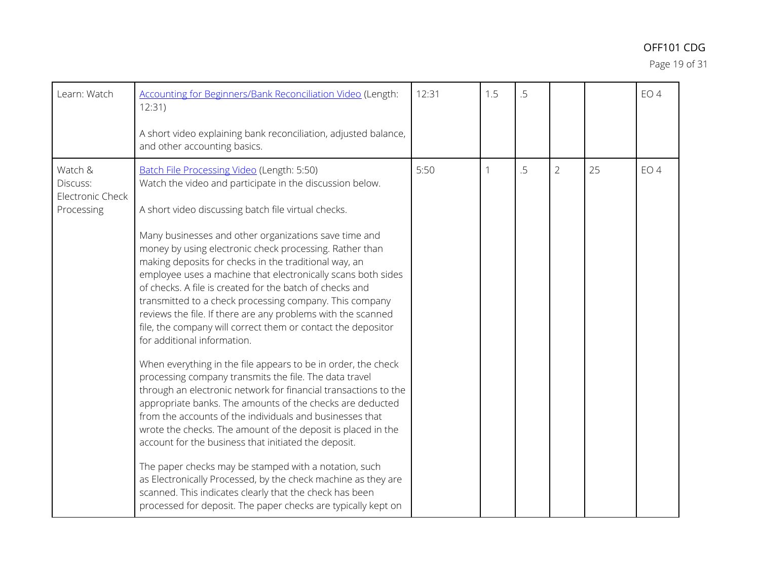| Learn: Watch | [Accounting for Beginners/Bank Reconciliation Video] (Length: 12:31)<br><br>A short video explaining bank reconciliation, adjusted balance, and other accounting basics. | 12:31 | 1.5 | .5 | | | EO 4 |
|---|---|---|---|---|---|---|---|
| Watch & Discuss: Electronic Check Processing | [Batch File Processing Video] (Length: 5:50)<br>Watch the video and participate in the discussion below.<br><br>A short video discussing batch file virtual checks.<br><br>Many businesses and other organizations save time and money by using electronic check processing. Rather than making deposits for checks in the traditional way, an employee uses a machine that electronically scans both sides of checks. A file is created for the batch of checks and transmitted to a check processing company. This company reviews the file. If there are any problems with the scanned file, the company will correct them or contact the depositor for additional information.<br><br>When everything in the file appears to be in order, the check processing company transmits the file. The data travel through an electronic network for financial transactions to the appropriate banks. The amounts of the checks are deducted from the accounts of the individuals and businesses that wrote the checks. The amount of the deposit is placed in the account for the business that initiated the deposit.<br><br>The paper checks may be stamped with a notation, such as Electronically Processed, by the check machine as they are scanned. This indicates clearly that the check has been processed for deposit. The paper checks are typically kept on | 5:50 | 1 | .5 | 2 | 25 | EO 4 |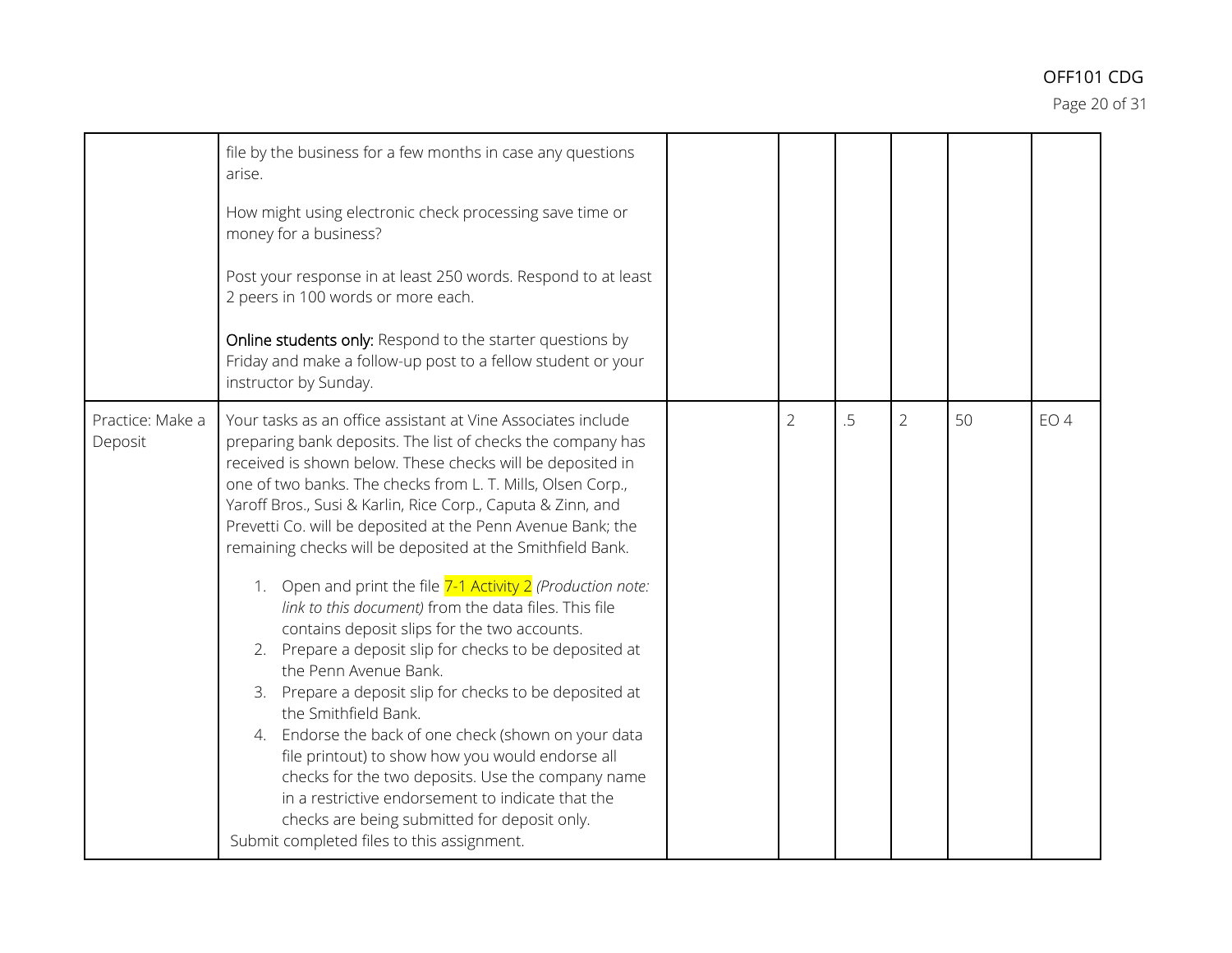| | | | | | | | |
|---|---|---|---|---|---|---|---|
| | file by the business for a few months in case any questions arise.<br><br>How might using electronic check processing save time or money for a business?<br><br>Post your response in at least 250 words. Respond to at least 2 peers in 100 words or more each.<br><br>**Online students only:** Respond to the starter questions by Friday and make a follow-up post to a fellow student or your instructor by Sunday. | | | | | | |
| Practice: Make a Deposit | Your tasks as an office assistant at Vine Associates include preparing bank deposits. The list of checks the company has received is shown below. These checks will be deposited in one of two banks. The checks from L. T. Mills, Olsen Corp., Yaroff Bros., Susi & Karlin, Rice Corp., Caputa & Zinn, and Prevetti Co. will be deposited at the Penn Avenue Bank; the remaining checks will be deposited at the Smithfield Bank.<br><br>1. Open and print the file 7-1 Activity 2 *(Production note: link to this document)* from the data files. This file contains deposit slips for the two accounts.<br>2. Prepare a deposit slip for checks to be deposited at the Penn Avenue Bank.<br>3. Prepare a deposit slip for checks to be deposited at the Smithfield Bank.<br>4. Endorse the back of one check (shown on your data file printout) to show how you would endorse all checks for the two deposits. Use the company name in a restrictive endorsement to indicate that the checks are being submitted for deposit only.<br><br>Submit completed files to this assignment. | | 2 | .5 | 2 | 50 | EO 4 |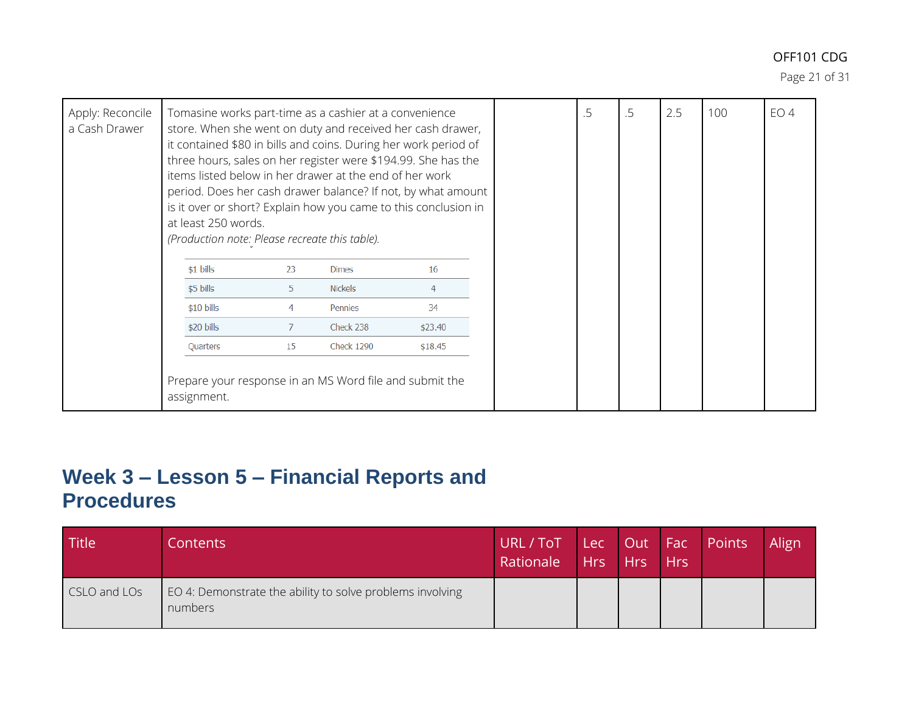| Apply: Reconcile a Cash Drawer | Tomasine works part-time as a cashier at a convenience store. When she went on duty and received her cash drawer, it contained $80 in bills and coins. During her work period of three hours, sales on her register were $194.99. She has the items listed below in her drawer at the end of her work period. Does her cash drawer balance? If not, by what amount is it over or short? Explain how you came to this conclusion in at least 250 words.<br>*(Production note: Please recreate this table).*<br><br>$1 bills — 23; Dimes — 16<br>$5 bills — 5; Nickels — 4<br>$10 bills — 4; Pennies — 34<br>$20 bills — 7; Check 238 — $23.40<br>Quarters — 15; Check 1290 — $18.45<br><br>Prepare your response in an MS Word file and submit the assignment. | | .5 | .5 | 2.5 | 100 | EO 4 |
|---|---|---|---|---|---|---|---|

| $1 bills | 23 | Dimes | 16 |
|---|---|---|---|
| $5 bills | 5 | Nickels | 4 |
| $10 bills | 4 | Pennies | 34 |
| $20 bills | 7 | Check 238 | $23.40 |
| Quarters | 15 | Check 1290 | $18.45 |

## Week 3 – Lesson 5 – Financial Reports and Procedures

| Title | Contents | URL / ToT Rationale | Lec Hrs | Out Hrs | Fac Hrs | Points | Align |
|---|---|---|---|---|---|---|---|
| CSLO and LOs | EO 4: Demonstrate the ability to solve problems involving numbers | | | | | | |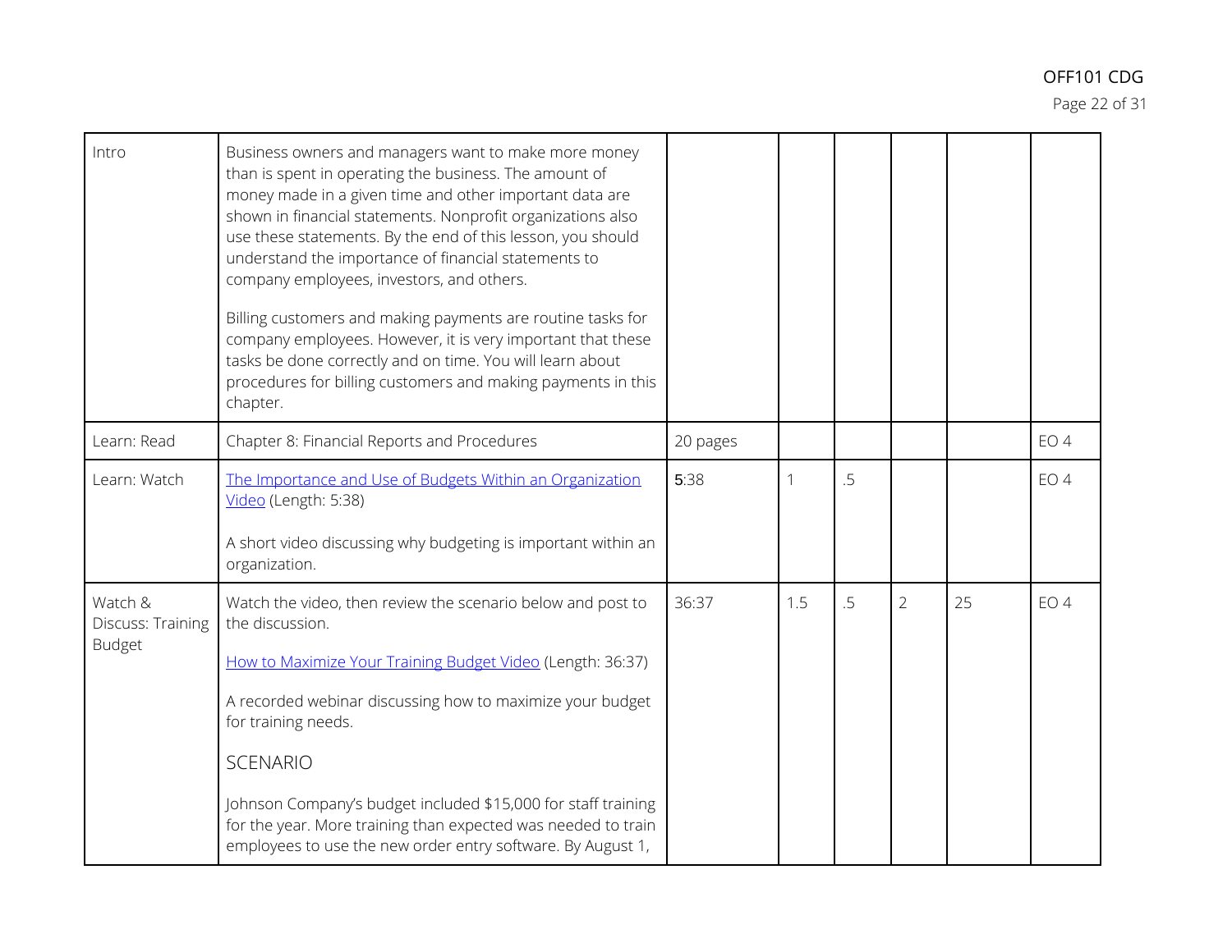| Intro | Business owners and managers want to make more money than is spent in operating the business. The amount of money made in a given time and other important data are shown in financial statements. Nonprofit organizations also use these statements. By the end of this lesson, you should understand the importance of financial statements to company employees, investors, and others.<br><br>Billing customers and making payments are routine tasks for company employees. However, it is very important that these tasks be done correctly and on time. You will learn about procedures for billing customers and making payments in this chapter. | | | | | | |
|---|---|---|---|---|---|---|---|
| Learn: Read | Chapter 8: Financial Reports and Procedures | 20 pages | | | | | EO 4 |
| Learn: Watch | [The Importance and Use of Budgets Within an Organization Video] (Length: 5:38)<br><br>A short video discussing why budgeting is important within an organization. | 5:38 | 1 | .5 | | | EO 4 |
| Watch & Discuss: Training Budget | Watch the video, then review the scenario below and post to the discussion.<br><br>[How to Maximize Your Training Budget Video] (Length: 36:37)<br><br>A recorded webinar discussing how to maximize your budget for training needs.<br><br>SCENARIO<br><br>Johnson Company's budget included $15,000 for staff training for the year. More training than expected was needed to train employees to use the new order entry software. By August 1, | 36:37 | 1.5 | .5 | 2 | 25 | EO 4 |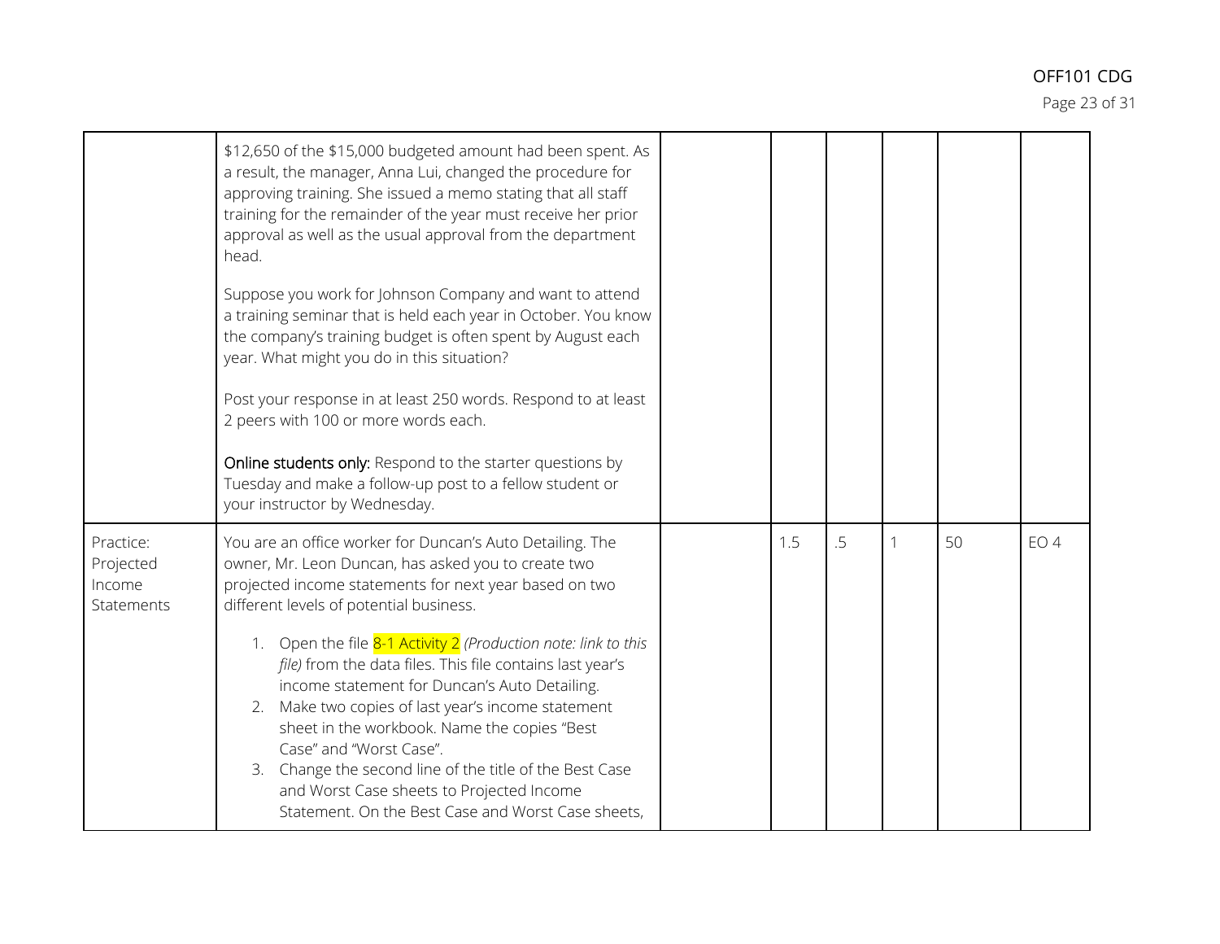| | | | | | | | |
|---|---|---|---|---|---|---|---|
| | $12,650 of the $15,000 budgeted amount had been spent. As a result, the manager, Anna Lui, changed the procedure for approving training. She issued a memo stating that all staff training for the remainder of the year must receive her prior approval as well as the usual approval from the department head.<br><br>Suppose you work for Johnson Company and want to attend a training seminar that is held each year in October. You know the company's training budget is often spent by August each year. What might you do in this situation?<br><br>Post your response in at least 250 words. Respond to at least 2 peers with 100 or more words each.<br><br>**Online students only:** Respond to the starter questions by Tuesday and make a follow-up post to a fellow student or your instructor by Wednesday. | | | | | | |
| Practice: Projected Income Statements | You are an office worker for Duncan's Auto Detailing. The owner, Mr. Leon Duncan, has asked you to create two projected income statements for next year based on two different levels of potential business.<br><br>1. Open the file 8-1 Activity 2 *(Production note: link to this file)* from the data files. This file contains last year's income statement for Duncan's Auto Detailing.<br>2. Make two copies of last year's income statement sheet in the workbook. Name the copies "Best Case" and "Worst Case".<br>3. Change the second line of the title of the Best Case and Worst Case sheets to Projected Income Statement. On the Best Case and Worst Case sheets, | | 1.5 | .5 | 1 | 50 | EO 4 |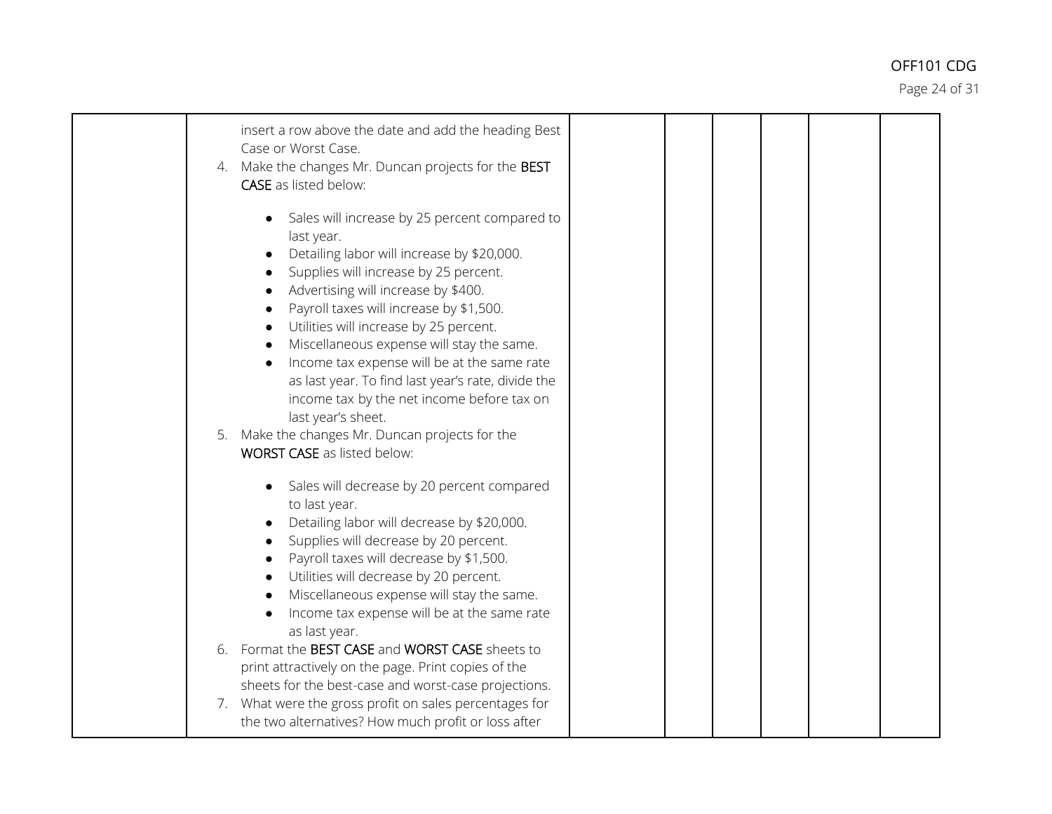| | | | | | | |
|---|---|---|---|---|---|---|
| | insert a row above the date and add the heading Best Case or Worst Case.<br>4. Make the changes Mr. Duncan projects for the **BEST CASE** as listed below:<br>• Sales will increase by 25 percent compared to last year.<br>• Detailing labor will increase by $20,000.<br>• Supplies will increase by 25 percent.<br>• Advertising will increase by $400.<br>• Payroll taxes will increase by $1,500.<br>• Utilities will increase by 25 percent.<br>• Miscellaneous expense will stay the same.<br>• Income tax expense will be at the same rate as last year. To find last year's rate, divide the income tax by the net income before tax on last year's sheet.<br>5. Make the changes Mr. Duncan projects for the **WORST CASE** as listed below:<br>• Sales will decrease by 20 percent compared to last year.<br>• Detailing labor will decrease by $20,000.<br>• Supplies will decrease by 20 percent.<br>• Payroll taxes will decrease by $1,500.<br>• Utilities will decrease by 20 percent.<br>• Miscellaneous expense will stay the same.<br>• Income tax expense will be at the same rate as last year.<br>6. Format the **BEST CASE** and **WORST CASE** sheets to print attractively on the page. Print copies of the sheets for the best-case and worst-case projections.<br>7. What were the gross profit on sales percentages for the two alternatives? How much profit or loss after | | | | | |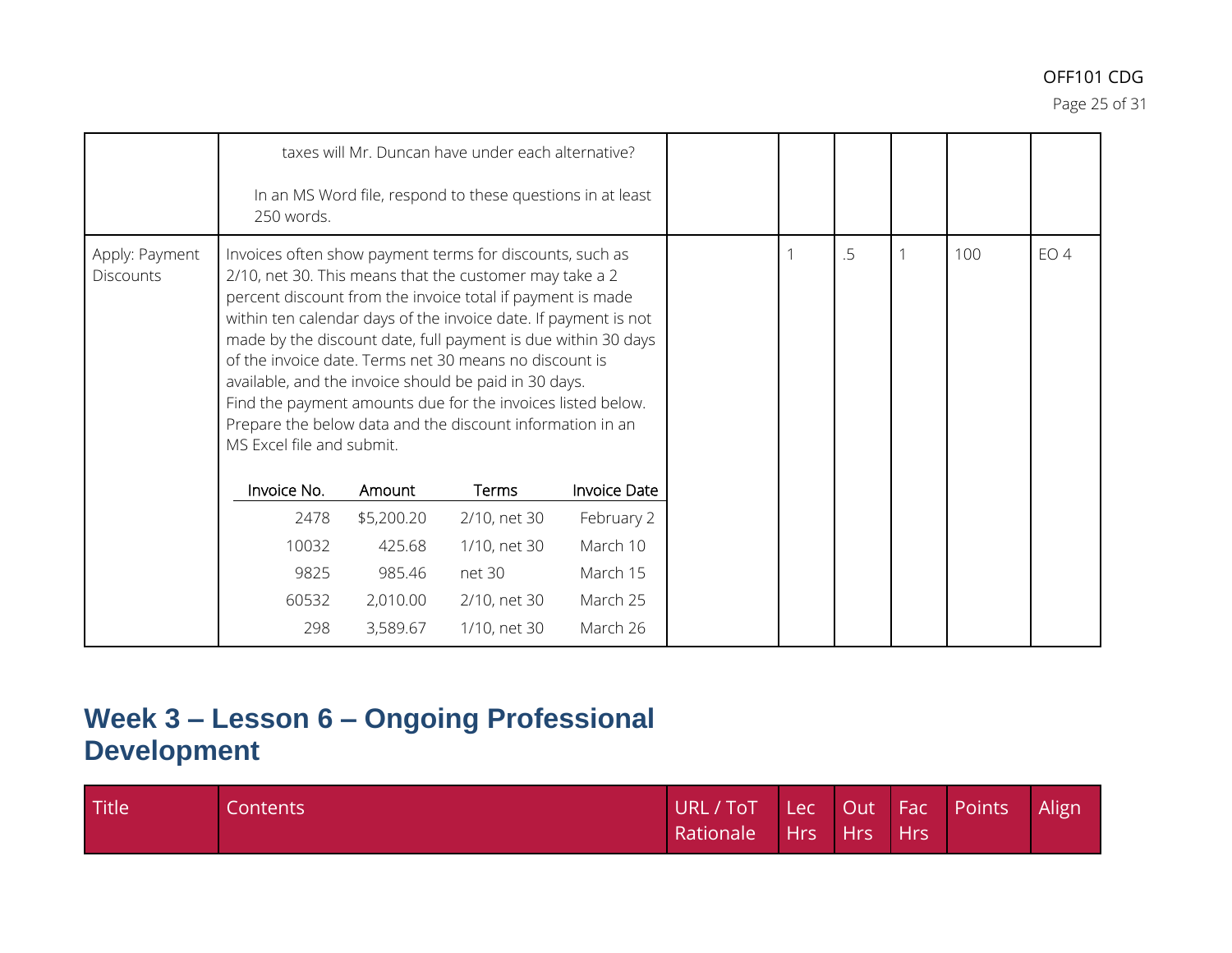| | | | | | | | |
|---|---|---|---|---|---|---|---|
| | taxes will Mr. Duncan have under each alternative?<br><br>In an MS Word file, respond to these questions in at least 250 words. | | | | | | |
| Apply: Payment Discounts | Invoices often show payment terms for discounts, such as 2/10, net 30. This means that the customer may take a 2 percent discount from the invoice total if payment is made within ten calendar days of the invoice date. If payment is not made by the discount date, full payment is due within 30 days of the invoice date. Terms net 30 means no discount is available, and the invoice should be paid in 30 days. Find the payment amounts due for the invoices listed below. Prepare the below data and the discount information in an MS Excel file and submit.<br><br>Invoice No. / Amount / Terms / Invoice Date<br>2478 / $5,200.20 / 2/10, net 30 / February 2<br>10032 / 425.68 / 1/10, net 30 / March 10<br>9825 / 985.46 / net 30 / March 15<br>60532 / 2,010.00 / 2/10, net 30 / March 25<br>298 / 3,589.67 / 1/10, net 30 / March 26 | | 1 | .5 | 1 | 100 | EO 4 |

## Week 3 – Lesson 6 – Ongoing Professional Development

| Title | Contents | URL / ToT Rationale | Lec Hrs | Out Hrs | Fac Hrs | Points | Align |
|---|---|---|---|---|---|---|---|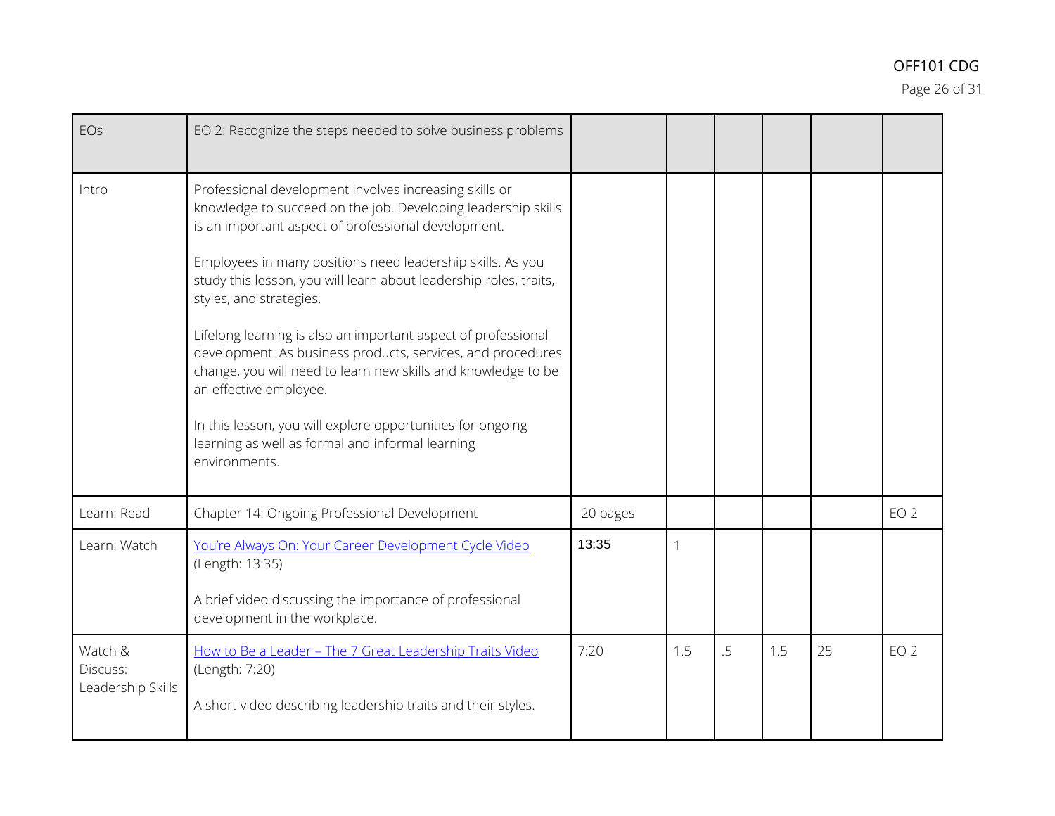| EOs | EO 2: Recognize the steps needed to solve business problems | | | | | | |
|---|---|---|---|---|---|---|---|
| Intro | Professional development involves increasing skills or knowledge to succeed on the job. Developing leadership skills is an important aspect of professional development.<br><br>Employees in many positions need leadership skills. As you study this lesson, you will learn about leadership roles, traits, styles, and strategies.<br><br>Lifelong learning is also an important aspect of professional development. As business products, services, and procedures change, you will need to learn new skills and knowledge to be an effective employee.<br><br>In this lesson, you will explore opportunities for ongoing learning as well as formal and informal learning environments. | | | | | | |
| Learn: Read | Chapter 14: Ongoing Professional Development | 20 pages | | | | | EO 2 |
| Learn: Watch | You're Always On: Your Career Development Cycle Video (Length: 13:35)<br><br>A brief video discussing the importance of professional development in the workplace. | 13:35 | 1 | | | | |
| Watch & Discuss: Leadership Skills | How to Be a Leader – The 7 Great Leadership Traits Video (Length: 7:20)<br><br>A short video describing leadership traits and their styles. | 7:20 | 1.5 | .5 | 1.5 | 25 | EO 2 |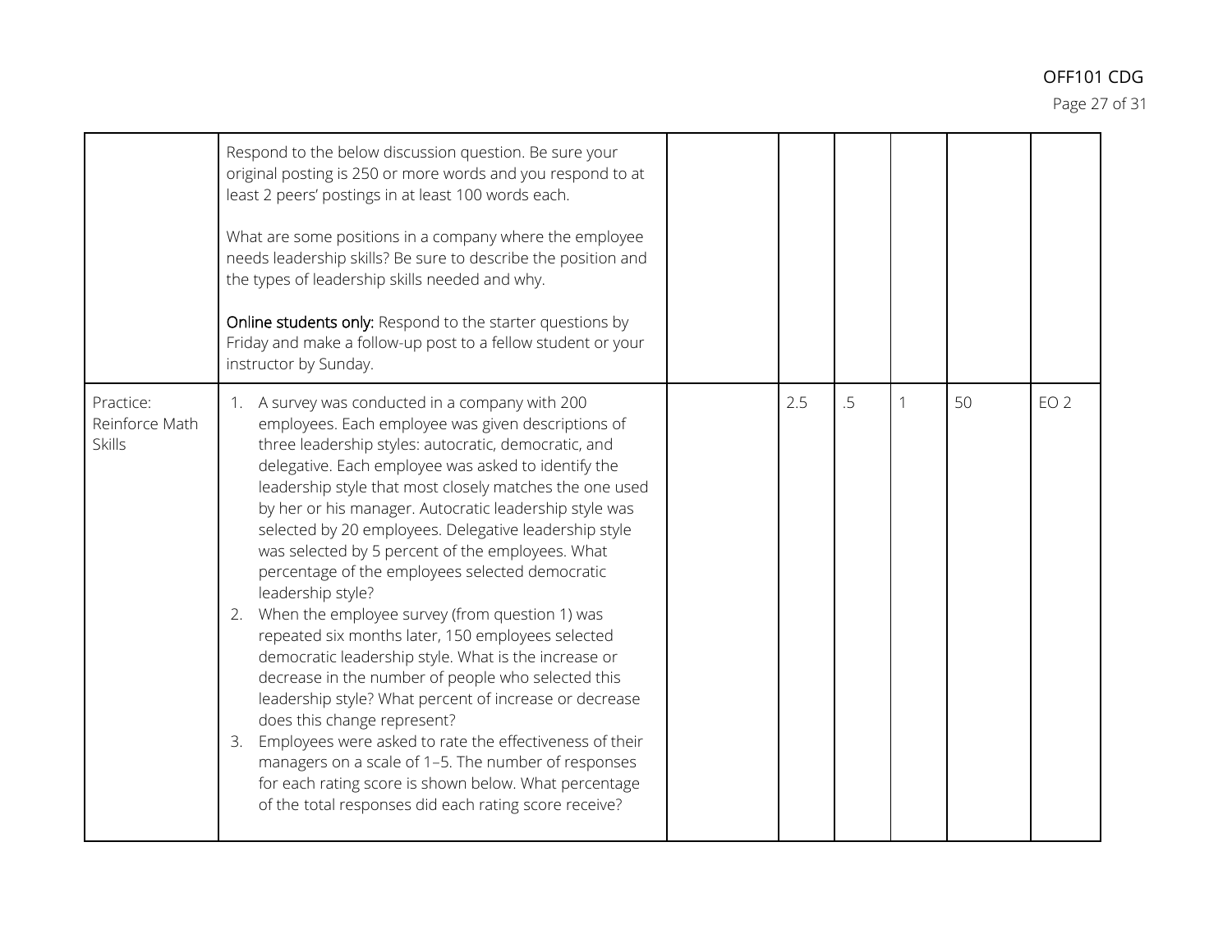| | | | | | | | |
|---|---|---|---|---|---|---|---|
| | Respond to the below discussion question. Be sure your original posting is 250 or more words and you respond to at least 2 peers' postings in at least 100 words each.<br><br>What are some positions in a company where the employee needs leadership skills? Be sure to describe the position and the types of leadership skills needed and why.<br><br>**Online students only:** Respond to the starter questions by Friday and make a follow-up post to a fellow student or your instructor by Sunday. | | | | | | |
| Practice: Reinforce Math Skills | 1. A survey was conducted in a company with 200 employees. Each employee was given descriptions of three leadership styles: autocratic, democratic, and delegative. Each employee was asked to identify the leadership style that most closely matches the one used by her or his manager. Autocratic leadership style was selected by 20 employees. Delegative leadership style was selected by 5 percent of the employees. What percentage of the employees selected democratic leadership style?<br>2. When the employee survey (from question 1) was repeated six months later, 150 employees selected democratic leadership style. What is the increase or decrease in the number of people who selected this leadership style? What percent of increase or decrease does this change represent?<br>3. Employees were asked to rate the effectiveness of their managers on a scale of 1–5. The number of responses for each rating score is shown below. What percentage of the total responses did each rating score receive? | | 2.5 | .5 | 1 | 50 | EO 2 |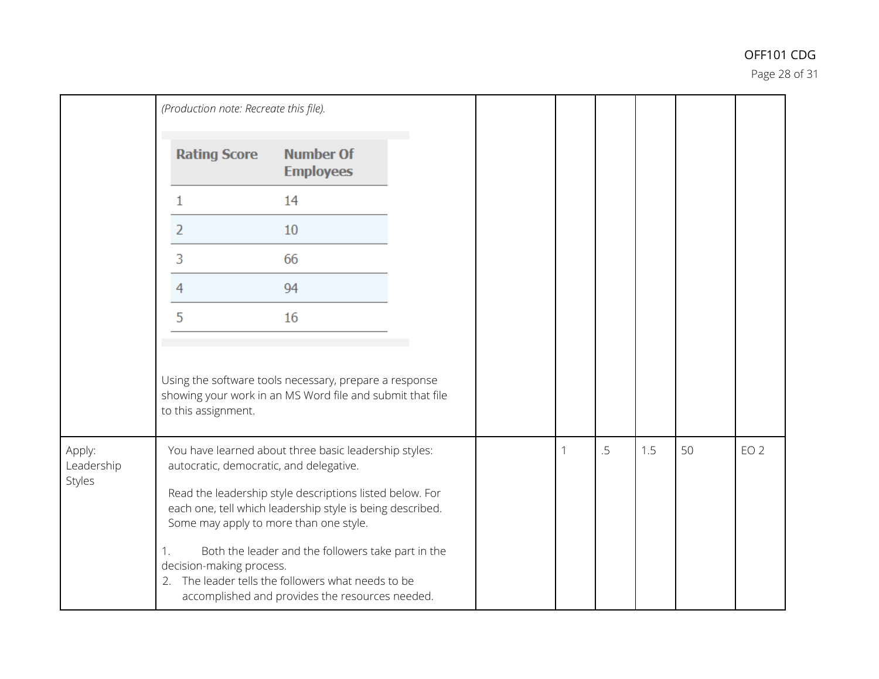| | | | | | | | |
|---|---|---|---|---|---|---|---|
| | *(Production note: Recreate this file).*<br><br>Rating Score / Number Of Employees:<br>1 — 14<br>2 — 10<br>3 — 66<br>4 — 94<br>5 — 16<br><br>Using the software tools necessary, prepare a response showing your work in an MS Word file and submit that file to this assignment. | | | | | | |
| Apply: Leadership Styles | You have learned about three basic leadership styles: autocratic, democratic, and delegative.<br><br>Read the leadership style descriptions listed below. For each one, tell which leadership style is being described. Some may apply to more than one style.<br><br>1. Both the leader and the followers take part in the decision-making process.<br>2. The leader tells the followers what needs to be accomplished and provides the resources needed. | | 1 | .5 | 1.5 | 50 | EO 2 |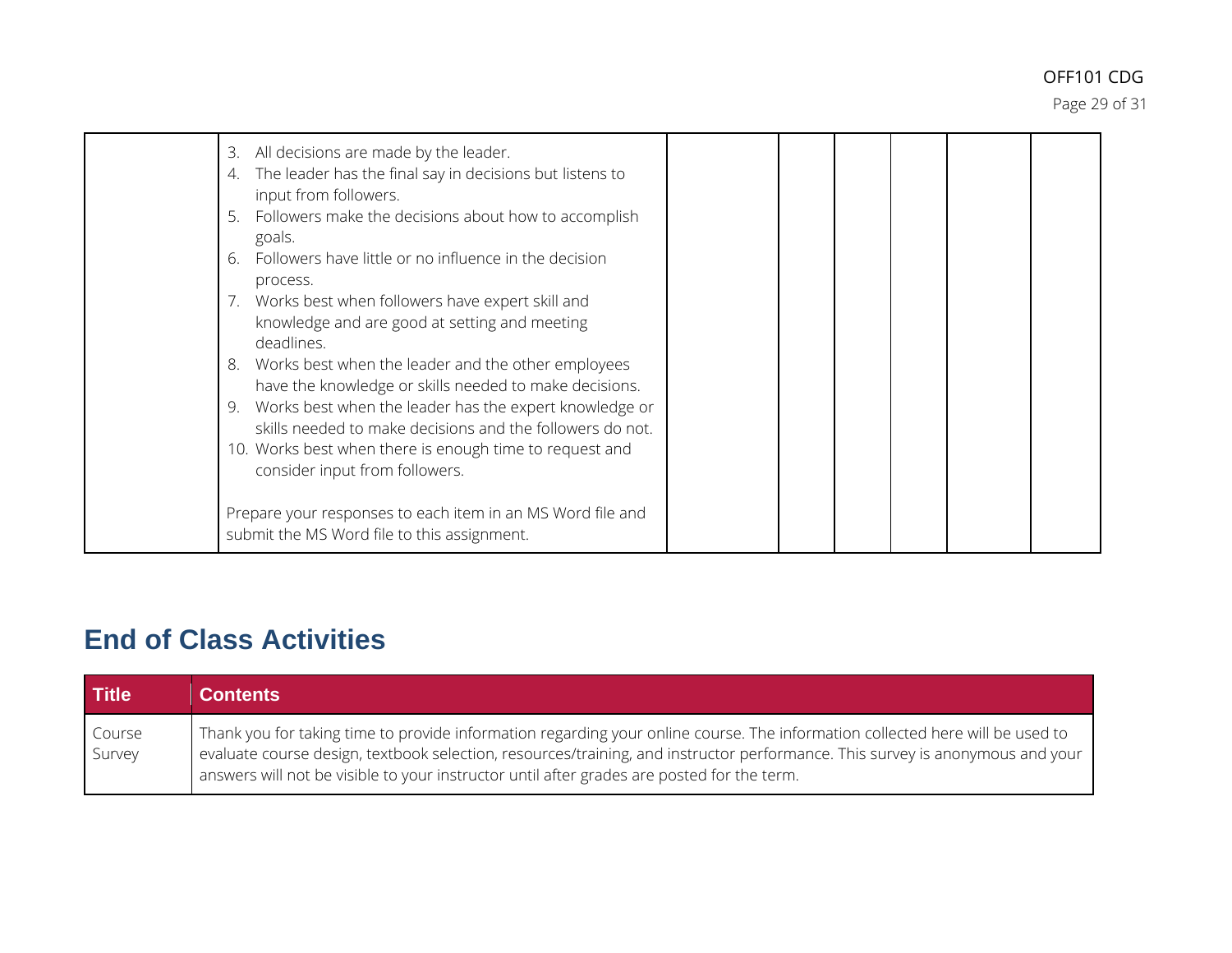|  | 3. All decisions are made by the leader.<br>4. The leader has the final say in decisions but listens to input from followers.<br>5. Followers make the decisions about how to accomplish goals.<br>6. Followers have little or no influence in the decision process.<br>7. Works best when followers have expert skill and knowledge and are good at setting and meeting deadlines.<br>8. Works best when the leader and the other employees have the knowledge or skills needed to make decisions.<br>9. Works best when the leader has the expert knowledge or skills needed to make decisions and the followers do not.<br>10. Works best when there is enough time to request and consider input from followers.<br><br>Prepare your responses to each item in an MS Word file and submit the MS Word file to this assignment. |  |  |  |  |  |  |
|---|---|---|---|---|---|---|---|

## End of Class Activities

| Title | Contents |
|---|---|
| Course Survey | Thank you for taking time to provide information regarding your online course. The information collected here will be used to evaluate course design, textbook selection, resources/training, and instructor performance. This survey is anonymous and your answers will not be visible to your instructor until after grades are posted for the term. |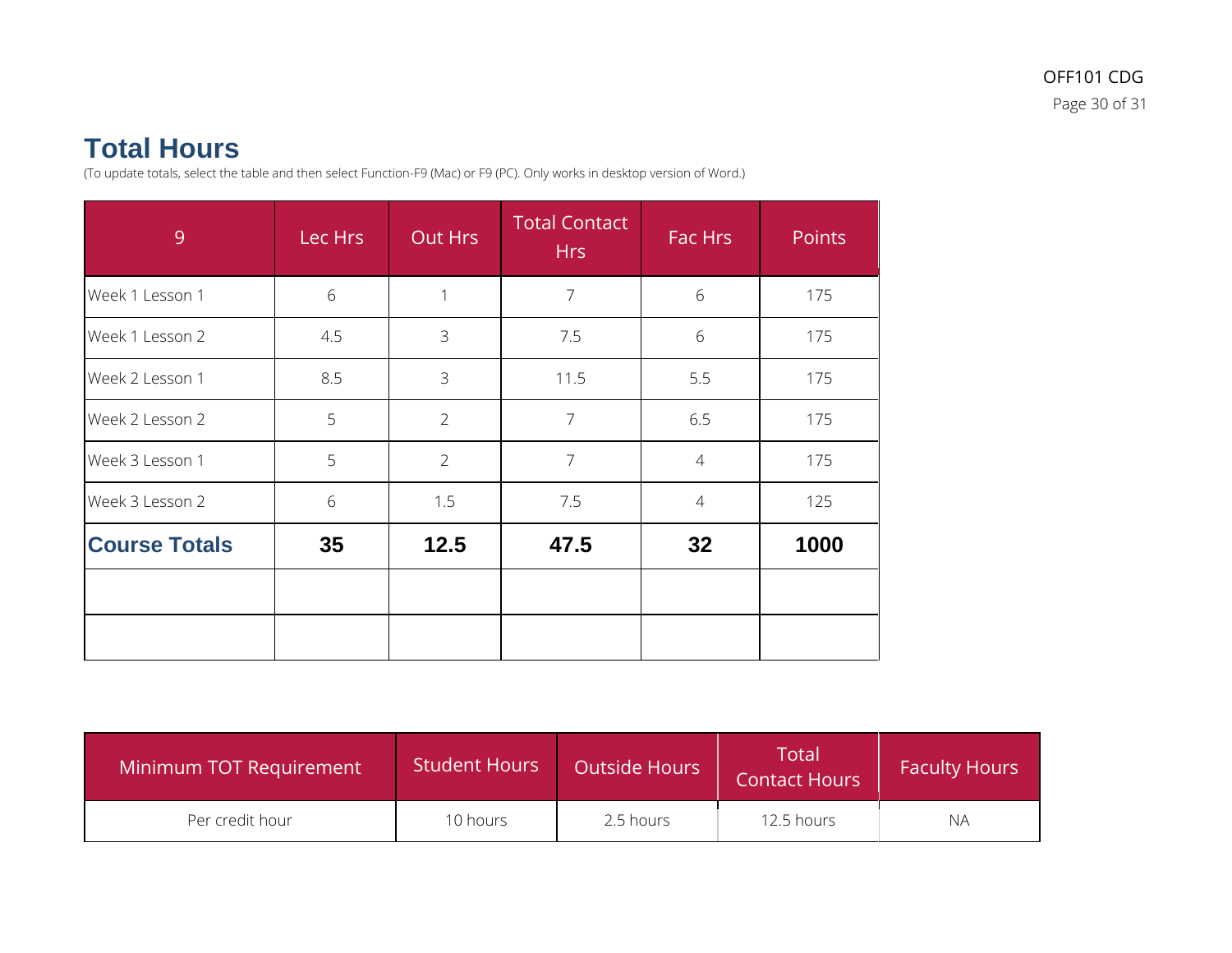## Total Hours

(To update totals, select the table and then select Function-F9 (Mac) or F9 (PC). Only works in desktop version of Word.)

| 9 | Lec Hrs | Out Hrs | Total Contact Hrs | Fac Hrs | Points |
|---|---|---|---|---|---|
| Week 1 Lesson 1 | 6 | 1 | 7 | 6 | 175 |
| Week 1 Lesson 2 | 4.5 | 3 | 7.5 | 6 | 175 |
| Week 2 Lesson 1 | 8.5 | 3 | 11.5 | 5.5 | 175 |
| Week 2 Lesson 2 | 5 | 2 | 7 | 6.5 | 175 |
| Week 3 Lesson 1 | 5 | 2 | 7 | 4 | 175 |
| Week 3 Lesson 2 | 6 | 1.5 | 7.5 | 4 | 125 |
| **Course Totals** | **35** | **12.5** | **47.5** | **32** | **1000** |
| | | | | | |
| | | | | | |

| Minimum TOT Requirement | Student Hours | Outside Hours | Total Contact Hours | Faculty Hours |
|---|---|---|---|---|
| Per credit hour | 10 hours | 2.5 hours | 12.5 hours | NA |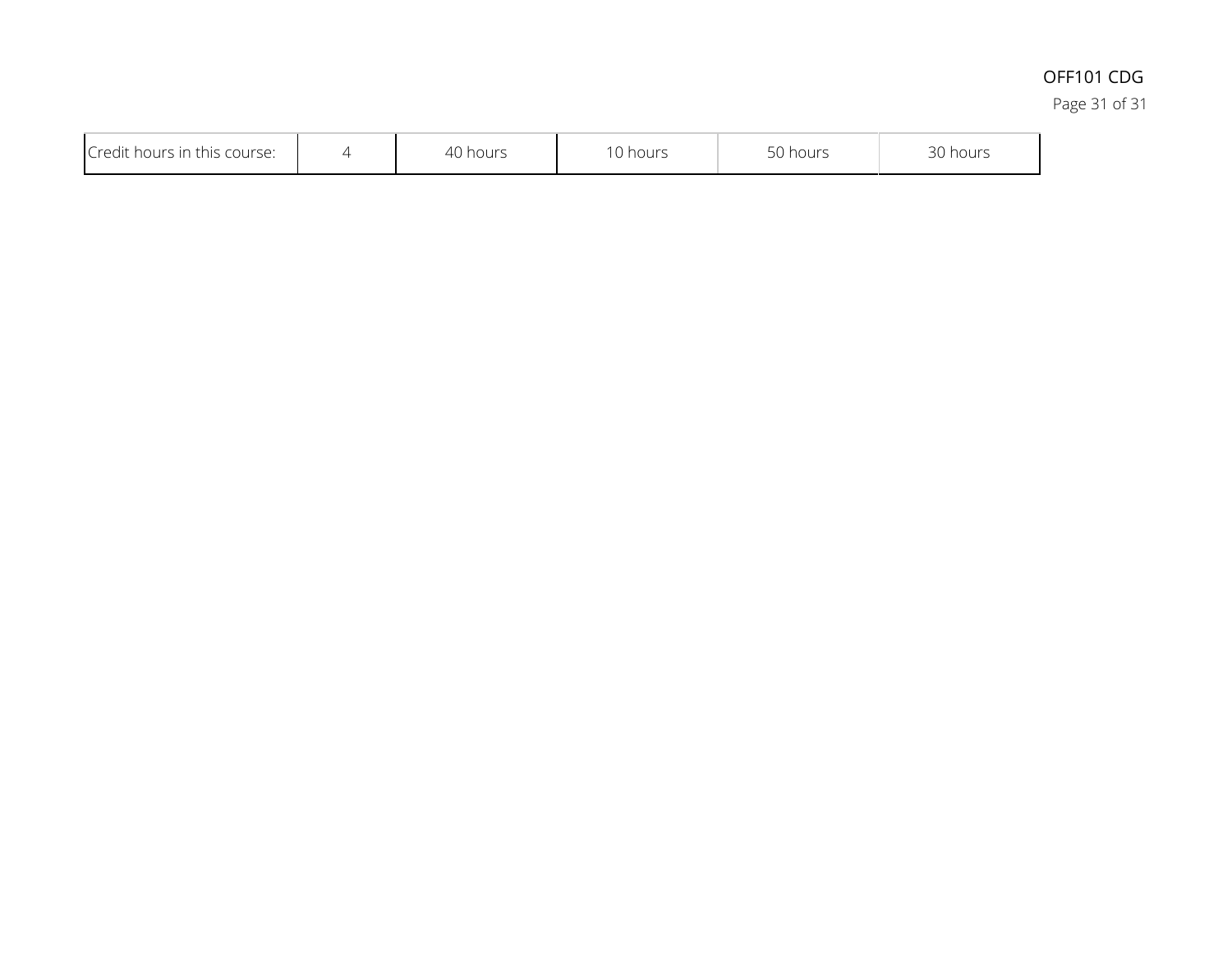| | | | | | |
|---|---|---|---|---|---|
| Credit hours in this course: | 4 | 40 hours | 10 hours | 50 hours | 30 hours |